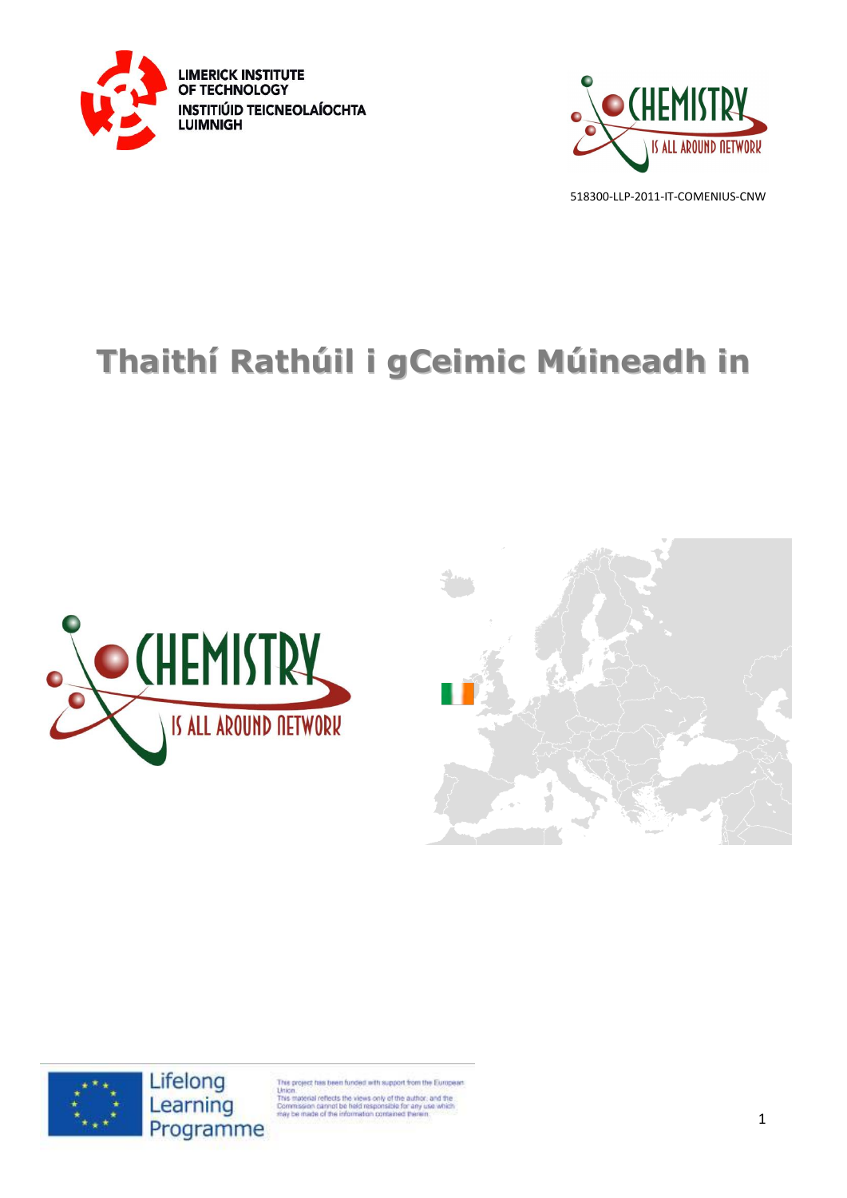LIMERICK INSTITUTE OF TECHNOLOGY
INSTITIÚID TEICNEOLAÍOCHTA LUIMNIGH

518300-LLP-2011-IT-COMENIUS-CNW

# Thaithí Rathúil i gCeimic Múineadh in

Lifelong Learning Programme

This project has been funded with support from the European Union.
This material reflects the views only of the author, and the Commission cannot be held responsible for any use which may be made of the information contained therein.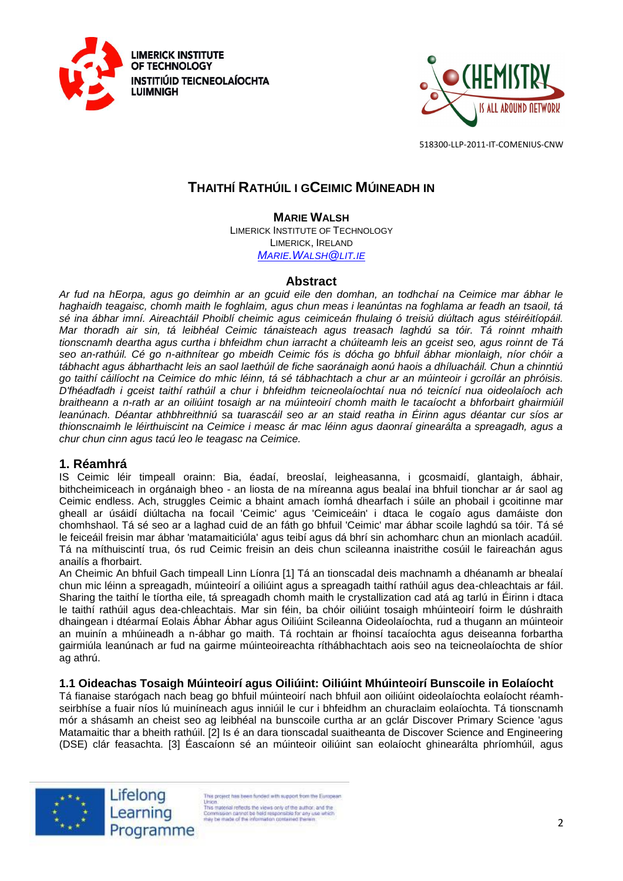518300-LLP-2011-IT-COMENIUS-CNW

# THAITHÍ RATHÚIL I GCEIMIC MÚINEADH IN

**MARIE WALSH**
LIMERICK INSTITUTE OF TECHNOLOGY
LIMERICK, IRELAND
MARIE.WALSH@LIT.IE

## Abstract

*Ar fud na hEorpa, agus go deimhin ar an gcuid eile den domhan, an todhchaí na Ceimice mar ábhar le haghaidh teagaisc, chomh maith le foghlaim, agus chun meas i leanúntas na foghlama ar feadh an tsaoil, tá sé ina ábhar imní. Aireachtáil Phoiblí cheimic agus ceimiceán fhulaing ó treisiú diúltach agus stéiréitíopáil. Mar thoradh air sin, tá leibhéal Ceimic tánaisteach agus treasach laghdú sa tóir. Tá roinnt mhaith tionscnamh deartha agus curtha i bhfeidhm chun iarracht a chúiteamh leis an gceist seo, agus roinnt de Tá seo an-rathúil. Cé go n-aithnítear go mbeidh Ceimic fós is dócha go bhfuil ábhar mionlaigh, níor chóir a tábhacht agus ábharthacht leis an saol laethúil de fiche saoránaigh aonú haois a dhíluacháil. Chun a chinntiú go taithí cáilíocht na Ceimice do mhic léinn, tá sé tábhachtach a chur ar an múinteoir i gcroílár an phróisis. D'fhéadfadh i gceist taithí rathúil a chur i bhfeidhm teicneolaíochtaí nua nó teicnící nua oideolaíoch ach braitheann a n-rath ar an oiliúint tosaigh ar na múinteoirí chomh maith le tacaíocht a bhforbairt ghairmiúil leanúnach. Déantar athbhreithniú sa tuarascáil seo ar an staid reatha in Éirinn agus déantar cur síos ar thionscnaimh le léirthuiscint na Ceimice i measc ár mac léinn agus daonraí ginearálta a spreagadh, agus a chur chun cinn agus tacú leo le teagasc na Ceimice.*

## 1. Réamhrá

IS Ceimic léir timpeall orainn: Bia, éadaí, breoslaí, leigheasanna, i gcosmaidí, glantaigh, ábhair, bithcheimiceach in orgánaigh bheo - an liosta de na míreanna agus bealaí ina bhfuil tionchar ar ár saol ag Ceimic endless. Ach, struggles Ceimic a bhaint amach íomhá dhearfach i súile an phobail i gcoitinne mar gheall ar úsáidí diúltacha na focail 'Ceimic' agus 'Ceimiceáin' i dtaca le cogaío agus damáiste don chomhshaol. Tá sé seo ar a laghad cuid de an fáth go bhfuil 'Ceimic' mar ábhar scoile laghdú sa tóir. Tá sé le feiceáil freisin mar ábhar 'matamaiticiúla' agus teibí agus dá bhrí sin achomharc chun an mionlach acadúil. Tá na míthuiscintí trua, ós rud Ceimic freisin an deis chun scileanna inaistrithe cosúil le faireachán agus anailís a fhorbairt.

An Cheimic An bhfuil Gach timpeall Linn Líonra [1] Tá an tionscadal deis machnamh a dhéanamh ar bhealaí chun mic léinn a spreagadh, múinteoirí a oiliúint agus a spreagadh taithí rathúil agus dea-chleachtais ar fáil. Sharing the taithí le tíortha eile, tá spreagadh chomh maith le crystallization cad atá ag tarlú in Éirinn i dtaca le taithí rathúil agus dea-chleachtais. Mar sin féin, ba chóir oiliúint tosaigh mhúinteoirí foirm le dúshraith dhaingean i dtéarmaí Eolais Ábhar Ábhar agus Oiliúint Scileanna Oideolaíochta, rud a thugann an múinteoir an muinín a mhúineadh a n-ábhar go maith. Tá rochtain ar fhoinsí tacaíochta agus deiseanna forbartha gairmiúla leanúnach ar fud na gairme múinteoireachta ríthábhachtach aois seo na teicneolaíochta de shíor ag athrú.

### 1.1 Oideachas Tosaigh Múinteoirí agus Oiliúint: Oiliúint Mhúinteoirí Bunscoile in Eolaíocht

Tá fianaise starógach nach beag go bhfuil múinteoirí nach bhfuil aon oiliúint oideolaíochta eolaíocht réamh-seirbhíse a fuair níos lú muiníneach agus inniúil le cur i bhfeidhm an churaclaim eolaíochta. Tá tionscnamh mór a shásamh an cheist seo ag leibhéal na bunscoile curtha ar an gclár Discover Primary Science 'agus Matamaitic thar a bheith rathúil. [2] Is é an dara tionscadal suaitheanta de Discover Science and Engineering (DSE) clár feasachta. [3] Éascaíonn sé an múinteoir oiliúint san eolaíocht ghinearálta phríomhúil, agus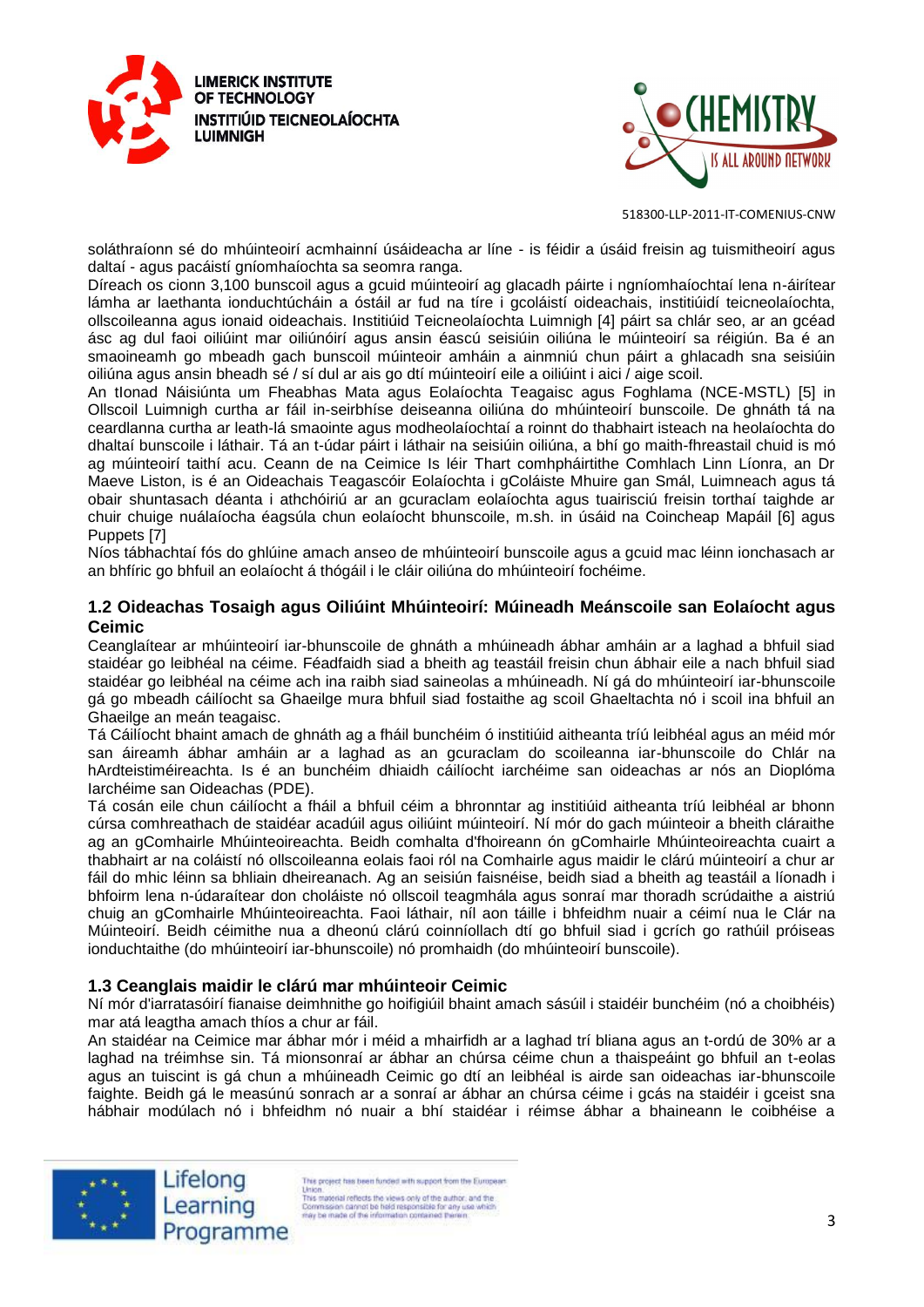soláthraíonn sé do mhúinteoirí acmhainní úsáideacha ar líne - is féidir a úsáid freisin ag tuismitheoirí agus daltaí - agus pacáistí gníomhaíochta sa seomra ranga.

Díreach os cionn 3,100 bunscoil agus a gcuid múinteoirí ag glacadh páirte i ngníomhaíochtaí lena n-áirítear lámha ar laethanta ionduchtúcháin a óstáil ar fud na tíre i gcoláistí oideachais, institiúidí teicneolaíochta, ollscoileanna agus ionaid oideachais. Institiúid Teicneolaíochta Luimnigh [4] páirt sa chlár seo, ar an gcéad ásc ag dul faoi oiliúint mar oiliúnóirí agus ansin éascú seisiúin oiliúna le múinteoirí sa réigiún. Ba é an smaoineamh go mbeadh gach bunscoil múinteoir amháin a ainmniú chun páirt a ghlacadh sna seisiúin oiliúna agus ansin bheadh sé / sí dul ar ais go dtí múinteoirí eile a oiliúint i aici / aige scoil.

An tIonad Náisiúnta um Fheabhas Mata agus Eolaíochta Teagaisc agus Foghlama (NCE-MSTL) [5] in Ollscoil Luimnigh curtha ar fáil in-seirbhíse deiseanna oiliúna do mhúinteoirí bunscoile. De ghnáth tá na ceardlanna curtha ar leath-lá smaointe agus modheolaíochtaí a roinnt do thabhairt isteach na heolaíochta do dhaltaí bunscoile i láthair. Tá an t-údar páirt i láthair na seisiúin oiliúna, a bhí go maith-fhreastail cuid is mó ag múinteoirí taithí acu. Ceann de na Ceimice Is léir Thart comhpháirtithe Comhlach Linn Líonra, an Dr Maeve Liston, is é an Oideachais Teagascóir Eolaíochta i gColáiste Mhuire gan Smál, Luimneach agus tá obair shuntasach déanta i athchóiriú ar an gcuraclam eolaíochta agus tuairisciú freisin torthaí taighde ar chuir chuige nuálaíocha éagsúla chun eolaíocht bhunscoile, m.sh. in úsáid na Coincheap Mapáil [6] agus Puppets [7]

Níos tábhachtaí fós do ghlúine amach anseo de mhúinteoirí bunscoile agus a gcuid mac léinn ionchasach ar an bhfíric go bhfuil an eolaíocht á thógáil i le cláir oiliúna do mhúinteoirí fochéime.

## 1.2 Oideachas Tosaigh agus Oiliúint Mhúinteoirí: Múineadh Meánscoile san Eolaíocht agus Ceimic

Ceanglaítear ar mhúinteoirí iar-bhunscoile de ghnáth a mhúineadh ábhar amháin ar a laghad a bhfuil siad staidéar go leibhéal na céime. Féadfaidh siad a bheith ag teastáil freisin chun ábhair eile a nach bhfuil siad staidéar go leibhéal na céime ach ina raibh siad saineolas a mhúineadh. Ní gá do mhúinteoirí iar-bhunscoile gá go mbeadh cáilíocht sa Ghaeilge mura bhfuil siad fostaithe ag scoil Ghaeltachta nó i scoil ina bhfuil an Ghaeilge an meán teagaisc.

Tá Cáilíocht bhaint amach de ghnáth ag a fháil bunchéim ó institiúid aitheanta tríú leibhéal agus an méid mór san áireamh ábhar amháin ar a laghad as an gcuraclam do scoileanna iar-bhunscoile do Chlár na hArdteistiméireachta. Is é an bunchéim dhiaidh cáilíocht iarchéime san oideachas ar nós an Dioplóma Iarchéime san Oideachas (PDE).

Tá cosán eile chun cáilíocht a fháil a bhfuil céim a bhronntar ag institiúid aitheanta tríú leibhéal ar bhonn cúrsa comhreathach de staidéar acadúil agus oiliúint múinteoirí. Ní mór do gach múinteoir a bheith cláraithe ag an gComhairle Mhúinteoireachta. Beidh comhalta d'fhoireann ón gComhairle Mhúinteoireachta cuairt a thabhairt ar na coláistí nó ollscoileanna eolais faoi ról na Comhairle agus maidir le clárú múinteoirí a chur ar fáil do mhic léinn sa bhliain dheireanach. Ag an seisiún faisnéise, beidh siad a bheith ag teastáil a líonadh i bhfoirm lena n-údaraítear don choláiste nó ollscoil teagmhála agus sonraí mar thoradh scrúdaithe a aistriú chuig an gComhairle Mhúinteoireachta. Faoi láthair, níl aon táille i bhfeidhm nuair a céimí nua le Clár na Múinteoirí. Beidh céimithe nua a dheonú clárú coinníollach dtí go bhfuil siad i gcrích go rathúil próiseas ionduchtaithe (do mhúinteoirí iar-bhunscoile) nó promhaidh (do mhúinteoirí bunscoile).

## 1.3 Ceanglais maidir le clárú mar mhúinteoir Ceimic

Ní mór d'iarratasóirí fianaise deimhnithe go hoifigiúil bhaint amach sásúil i staidéir bunchéim (nó a choibhéis) mar atá leagtha amach thíos a chur ar fáil.

An staidéar na Ceimice mar ábhar mór i méid a mhairfidh ar a laghad trí bliana agus an t-ordú de 30% ar a laghad na tréimhse sin. Tá mionsonraí ar ábhar an chúrsa céime chun a thaispeáint go bhfuil an t-eolas agus an tuiscint is gá chun a mhúineadh Ceimic go dtí an leibhéal is airde san oideachas iar-bhunscoile faighte. Beidh gá le measúnú sonrach ar a sonraí ar ábhar an chúrsa céime i gcás na staidéir i gceist sna hábhair modúlach nó i bhfeidhm nó nuair a bhí staidéar i réimse ábhar a bhaineann le coibhéise a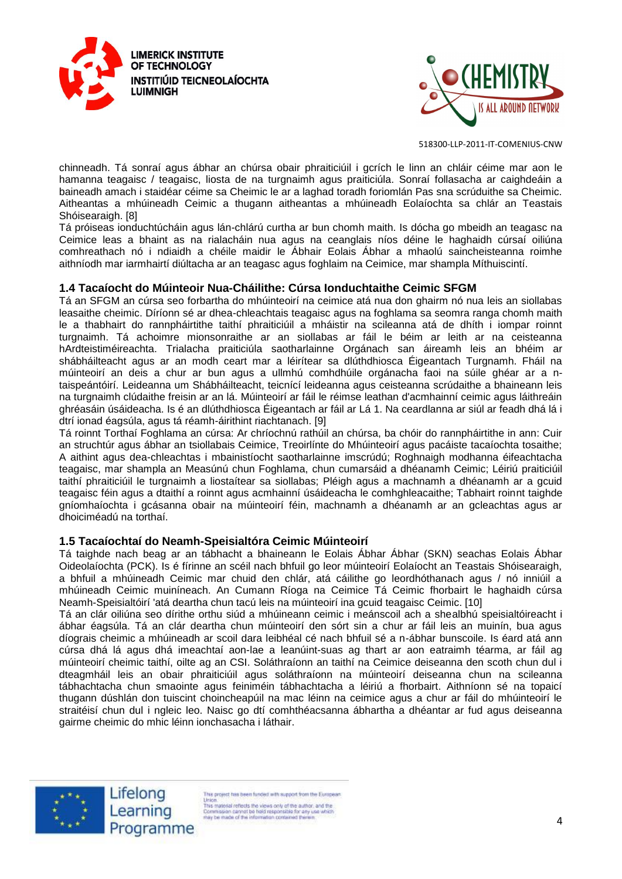chinneadh. Tá sonraí agus ábhar an chúrsa obair phraiticiúil i gcrích le linn an chláir céime mar aon le hamanna teagaisc / teagaisc, liosta de na turgnaimh agus praiticiúla. Sonraí follasacha ar caighdeáin a baineadh amach i staidéar céime sa Cheimic le ar a laghad toradh foriomlán Pas sna scrúduithe sa Cheimic. Aitheantas a mhúineadh Ceimic a thugann aitheantas a mhúineadh Eolaíochta sa chlár an Teastais Shóisearaigh. [8]

Tá próiseas ionduchtúcháin agus lán-chlárú curtha ar bun chomh maith. Is dócha go mbeidh an teagasc na Ceimice leas a bhaint as na rialacháin nua agus na ceanglais níos déine le haghaidh cúrsaí oiliúna comhreathach nó i ndiaidh a chéile maidir le Ábhair Eolais Ábhar a mhaolú saincheisteanna roimhe aithníodh mar iarmhairtí diúltacha ar an teagasc agus foghlaim na Ceimice, mar shampla Míthuiscintí.

### 1.4 Tacaíocht do Múinteoir Nua-Cháilithe: Cúrsa Ionduchtaithe Ceimic SFGM

Tá an SFGM an cúrsa seo forbartha do mhúinteoirí na ceimice atá nua don ghairm nó nua leis an siollabas leasaithe cheimic. Díríonn sé ar dhea-chleachtais teagaisc agus na foghlama sa seomra ranga chomh maith le a thabhairt do rannpháirtithe taithí phraiticiúil a mháistir na scileanna atá de dhíth i iompar roinnt turgnaimh. Tá achoimre mionsonraithe ar an siollabas ar fáil le béim ar leith ar na ceisteanna hArdteistiméireachta. Trialacha praiticiúla saotharlainne Orgánach san áireamh leis an bhéim ar shábháilteacht agus ar an modh ceart mar a léirítear sa dlúthdhiosca Éigeantach Turgnamh. Fháil na múinteoirí an deis a chur ar bun agus a ullmhú comhdhúile orgánacha faoi na súile ghéar ar a n-taispeántóirí. Leideanna um Shábháilteacht, teicnící leideanna agus ceisteanna scrúdaithe a bhaineann leis na turgnaimh clúdaithe freisin ar an lá. Múinteoirí ar fáil le réimse leathan d'acmhainní ceimic agus láithreáin ghréasáin úsáideacha. Is é an dlúthdhiosca Éigeantach ar fáil ar Lá 1. Na ceardlanna ar siúl ar feadh dhá lá i dtrí ionad éagsúla, agus tá réamh-áirithint riachtanach. [9]

Tá roinnt Torthaí Foghlama an cúrsa: Ar chríochnú rathúil an chúrsa, ba chóir do rannpháirtithe in ann: Cuir an struchtúr agus ábhar an tsiollabais Ceimice, Treoirlínte do Mhúinteoirí agus pacáiste tacaíochta tosaithe; A aithint agus dea-chleachtas i mbainistíocht saotharlainne imscrúdú; Roghnaigh modhanna éifeachtacha teagaisc, mar shampla an Measúnú chun Foghlama, chun cumarsáid a dhéanamh Ceimic; Léiriú praiticiúil taithí phraiticiúil le turgnaimh a liostaítear sa siollabas; Pléigh agus a machnamh a dhéanamh ar a gcuid teagaisc féin agus a dtaithí a roinnt agus acmhainní úsáideacha le comhghleacaithe; Tabhairt roinnt taighde gníomhaíochta i gcásanna obair na múinteoirí féin, machnamh a dhéanamh ar an gcleachtas agus ar dhoiciméadú na torthaí.

### 1.5 Tacaíochtaí do Neamh-Speisialtóra Ceimic Múinteoirí

Tá taighde nach beag ar an tábhacht a bhaineann le Eolais Ábhar Ábhar (SKN) seachas Eolais Ábhar Oideolaíochta (PCK). Is é fírinne an scéil nach bhfuil go leor múinteoirí Eolaíocht an Teastais Shóisearaigh, a bhfuil a mhúineadh Ceimic mar chuid den chlár, atá cáilithe go leordhóthanach agus / nó inniúil a mhúineadh Ceimic muiníneach. An Cumann Ríoga na Ceimice Tá Ceimic fhorbairt le haghaidh cúrsa Neamh-Speisialtóirí 'atá deartha chun tacú leis na múinteoirí ina gcuid teagaisc Ceimic. [10]

Tá an clár oiliúna seo dírithe orthu siúd a mhúineann ceimic i meánscoil ach a shealbhú speisialtóireacht i ábhar éagsúla. Tá an clár deartha chun múinteoirí den sórt sin a chur ar fáil leis an muinín, bua agus díograis cheimic a mhúineadh ar scoil dara leibhéal cé nach bhfuil sé a n-ábhar bunscoile. Is éard atá ann cúrsa dhá lá agus dhá imeachtaí aon-lae a leanúint-suas ag thart ar aon eatraimh téarma, ar fáil ag múinteoirí cheimic taithí, oilte ag an CSI. Soláthraíonn an taithí na Ceimice deiseanna den scoth chun dul i dteagmháil leis an obair phraiticiúil agus soláthraíonn na múinteoirí deiseanna chun na scileanna tábhachtacha chun smaointe agus feiniméin tábhachtacha a léiriú a fhorbairt. Aithníonn sé na topaicí thugann dúshlán don tuiscint choincheapúil na mac léinn na ceimice agus a chur ar fáil do mhúinteoirí le straitéisí chun dul i ngleic leo. Naisc go dtí comhthéacsanna ábhartha a dhéantar ar fud agus deiseanna gairme cheimic do mhic léinn ionchasacha i láthair.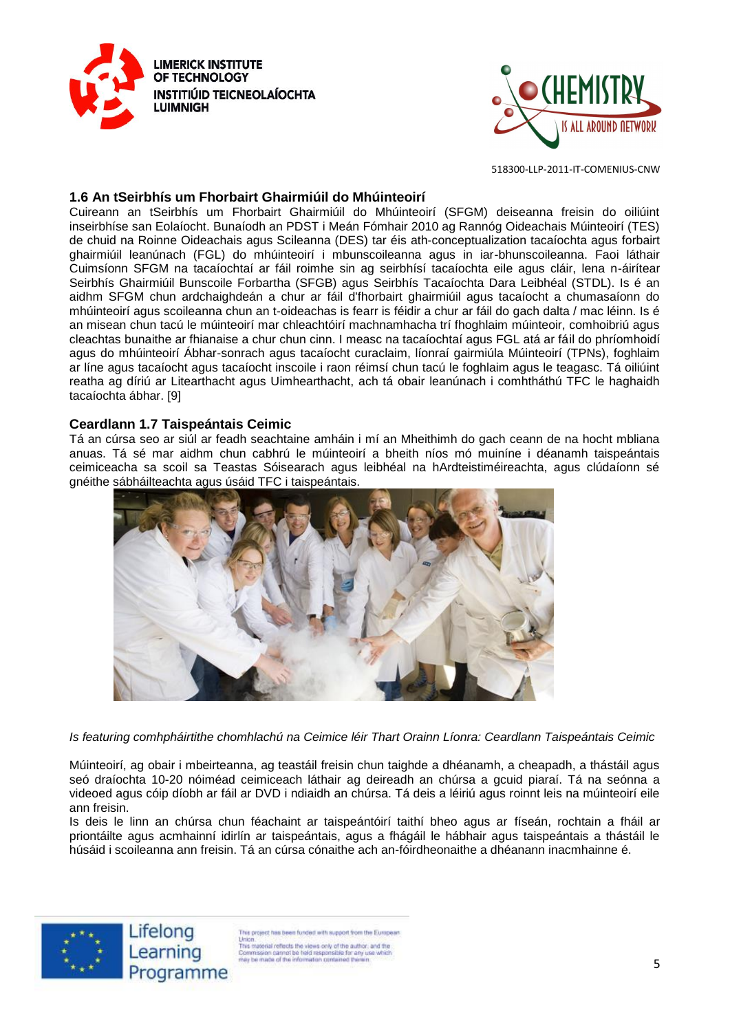## 1.6 An tSeirbhís um Fhorbairt Ghairmiúil do Mhúinteoirí

Cuireann an tSeirbhís um Fhorbairt Ghairmiúil do Mhúinteoirí (SFGM) deiseanna freisin do oiliúint inseirbhíse san Eolaíocht. Bunaíodh an PDST i Meán Fómhair 2010 ag Rannóg Oideachais Múinteoirí (TES) de chuid na Roinne Oideachais agus Scileanna (DES) tar éis ath-conceptualization tacaíochta agus forbairt ghairmiúil leanúnach (FGL) do mhúinteoirí i mbunscoileanna agus in iar-bhunscoileanna. Faoi láthair Cuimsíonn SFGM na tacaíochtaí ar fáil roimhe sin ag seirbhísí tacaíochta eile agus cláir, lena n-áirítear Seirbhís Ghairmiúil Bunscoile Forbartha (SFGB) agus Seirbhís Tacaíochta Dara Leibhéal (STDL). Is é an aidhm SFGM chun ardchaighdeán a chur ar fáil d'fhorbairt ghairmiúil agus tacaíocht a chumasaíonn do mhúinteoirí agus scoileanna chun an t-oideachas is fearr is féidir a chur ar fáil do gach dalta / mac léinn. Is é an misean chun tacú le múinteoirí mar chleachtóirí machnamhacha trí fhoghlaim múinteoir, comhoibriú agus cleachtas bunaithe ar fhianaise a chur chun cinn. I measc na tacaíochtaí agus FGL atá ar fáil do phríomhoidí agus do mhúinteoirí Ábhar-sonrach agus tacaíocht curaclaim, líonraí gairmiúla Múinteoirí (TPNs), foghlaim ar líne agus tacaíocht agus tacaíocht inscoile i raon réimsí chun tacú le foghlaim agus le teagasc. Tá oiliúint reatha ag díriú ar Litearthacht agus Uimhearthacht, ach tá obair leanúnach i comhtháthú TFC le haghaidh tacaíochta ábhar. [9]

## Ceardlann 1.7 Taispeántais Ceimic

Tá an cúrsa seo ar siúl ar feadh seachtaine amháin i mí an Mheithimh do gach ceann de na hocht mbliana anuas. Tá sé mar aidhm chun cabhrú le múinteoirí a bheith níos mó muiníne i déanamh taispeántais ceimiceacha sa scoil sa Teastas Sóisearach agus leibhéal na hArdteistiméireachta, agus clúdaíonn sé gnéithe sábháilteachta agus úsáid TFC i taispeántais.

*Is featuring comhpháirtithe chomhlachú na Ceimice léir Thart Orainn Líonra: Ceardlann Taispeántais Ceimic*

Múinteoirí, ag obair i mbeirteanna, ag teastáil freisin chun taighde a dhéanamh, a cheapadh, a thástáil agus seó draíochta 10-20 nóiméad ceimiceach láthair ag deireadh an chúrsa a gcuid piaraí. Tá na seónna a videoed agus cóip díobh ar fáil ar DVD i ndiaidh an chúrsa. Tá deis a léiriú agus roinnt leis na múinteoirí eile ann freisin.

Is deis le linn an chúrsa chun féachaint ar taispeántóirí taithí bheo agus ar físeán, rochtain a fháil ar priontáilte agus acmhainní idirlín ar taispeántais, agus a fhágáil le hábhair agus taispeántais a thástáil le húsáid i scoileanna ann freisin. Tá an cúrsa cónaithe ach an-fóirdheonaithe a dhéanann inacmhainne é.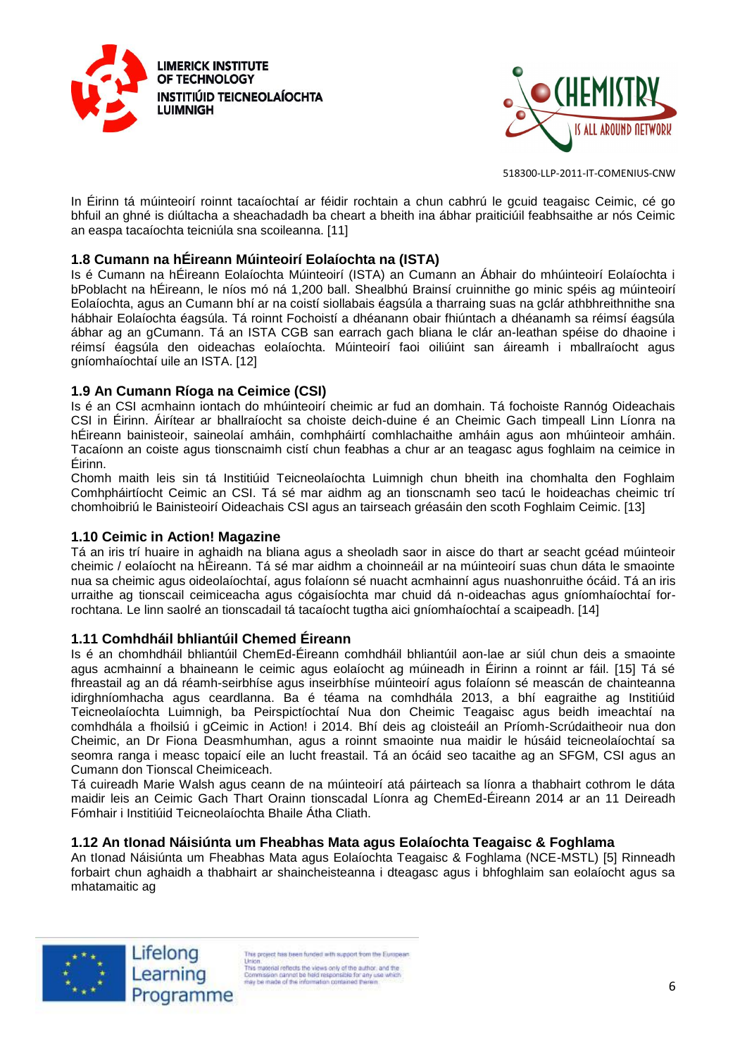In Éirinn tá múinteoirí roinnt tacaíochtaí ar féidir rochtain a chun cabhrú le gcuid teagaisc Ceimic, cé go bhfuil an ghné is diúltacha a sheachadadh ba cheart a bheith ina ábhar praiticiúil feabhsaithe ar nós Ceimic an easpa tacaíochta teicniúla sna scoileanna. [11]

### 1.8 Cumann na hÉireann Múinteoirí Eolaíochta na (ISTA)

Is é Cumann na hÉireann Eolaíochta Múinteoirí (ISTA) an Cumann an Ábhair do mhúinteoirí Eolaíochta i bPoblacht na hÉireann, le níos mó ná 1,200 ball. Shealbhú Brainsí cruinnithe go minic spéis ag múinteoirí Eolaíochta, agus an Cumann bhí ar na coistí siollabais éagsúla a tharraing suas na gclár athbhreithnithe sna hábhair Eolaíochta éagsúla. Tá roinnt Fochoistí a dhéanann obair fhiúntach a dhéanamh sa réimsí éagsúla ábhar ag an gCumann. Tá an ISTA CGB san earrach gach bliana le clár an-leathan spéise do dhaoine i réimsí éagsúla den oideachas eolaíochta. Múinteoirí faoi oiliúint san áireamh i mballraíocht agus gníomhaíochtaí uile an ISTA. [12]

### 1.9 An Cumann Ríoga na Ceimice (CSI)

Is é an CSI acmhainn iontach do mhúinteoirí cheimic ar fud an domhain. Tá fochoiste Rannóg Oideachais CSI in Éirinn. Áirítear ar bhallraíocht sa choiste deich-duine é an Cheimic Gach timpeall Linn Líonra na hÉireann bainisteoir, saineolaí amháin, comhpháirtí comhlachaithe amháin agus aon mhúinteoir amháin. Tacaíonn an coiste agus tionscnaimh cistí chun feabhas a chur ar an teagasc agus foghlaim na ceimice in Éirinn.

Chomh maith leis sin tá Institiúid Teicneolaíochta Luimnigh chun bheith ina chomhalta den Foghlaim Comhpháirtíocht Ceimic an CSI. Tá sé mar aidhm ag an tionscnamh seo tacú le hoideachas cheimic trí chomhoibriú le Bainisteoirí Oideachais CSI agus an tairseach gréasáin den scoth Foghlaim Ceimic. [13]

### 1.10 Ceimic in Action! Magazine

Tá an iris trí huaire in aghaidh na bliana agus a sheoladh saor in aisce do thart ar seacht gcéad múinteoir cheimic / eolaíocht na hÉireann. Tá sé mar aidhm a choinneáil ar na múinteoirí suas chun dáta le smaointe nua sa cheimic agus oideolaíochtaí, agus folaíonn sé nuacht acmhainní agus nuashonruithe ócáid. Tá an iris urraithe ag tionscail ceimiceacha agus cógaisíochta mar chuid dá n-oideachas agus gníomhaíochtaí for-rochtana. Le linn saolré an tionscadail tá tacaíocht tugtha aici gníomhaíochtaí a scaipeadh. [14]

### 1.11 Comhdháil bhliantúil Chemed Éireann

Is é an chomhdháil bhliantúil ChemEd-Éireann comhdháil bhliantúil aon-lae ar siúl chun deis a smaointe agus acmhainní a bhaineann le ceimic agus eolaíocht ag múineadh in Éirinn a roinnt ar fáil. [15] Tá sé fhreastail ag an dá réamh-seirbhíse agus inseirbhíse múinteoirí agus folaíonn sé meascán de chainteanna idirghníomhacha agus ceardlanna. Ba é téama na comhdhála 2013, a bhí eagraithe ag Institiúid Teicneolaíochta Luimnigh, ba Peirspictíochtaí Nua don Cheimic Teagaisc agus beidh imeachtaí na comhdhála a fhoilsiú i gCeimic in Action! i 2014. Bhí deis ag cloisteáil an Príomh-Scrúdaitheoir nua don Cheimic, an Dr Fiona Deasmhumhan, agus a roinnt smaointe nua maidir le húsáid teicneolaíochtaí sa seomra ranga i measc topaicí eile an lucht freastail. Tá an ócáid seo tacaithe ag an SFGM, CSI agus an Cumann don Tionscal Cheimiceach.

Tá cuireadh Marie Walsh agus ceann de na múinteoirí atá páirteach sa líonra a thabhairt cothrom le dáta maidir leis an Ceimic Gach Thart Orainn tionscadal Líonra ag ChemEd-Éireann 2014 ar an 11 Deireadh Fómhair i Institiúid Teicneolaíochta Bhaile Átha Cliath.

### 1.12 An tIonad Náisiúnta um Fheabhas Mata agus Eolaíochta Teagaisc & Foghlama

An tIonad Náisiúnta um Fheabhas Mata agus Eolaíochta Teagaisc & Foghlama (NCE-MSTL) [5] Rinneadh forbairt chun aghaidh a thabhairt ar shaincheisteanna i dteagasc agus i bhfoghlaim san eolaíocht agus sa mhatamaitic ag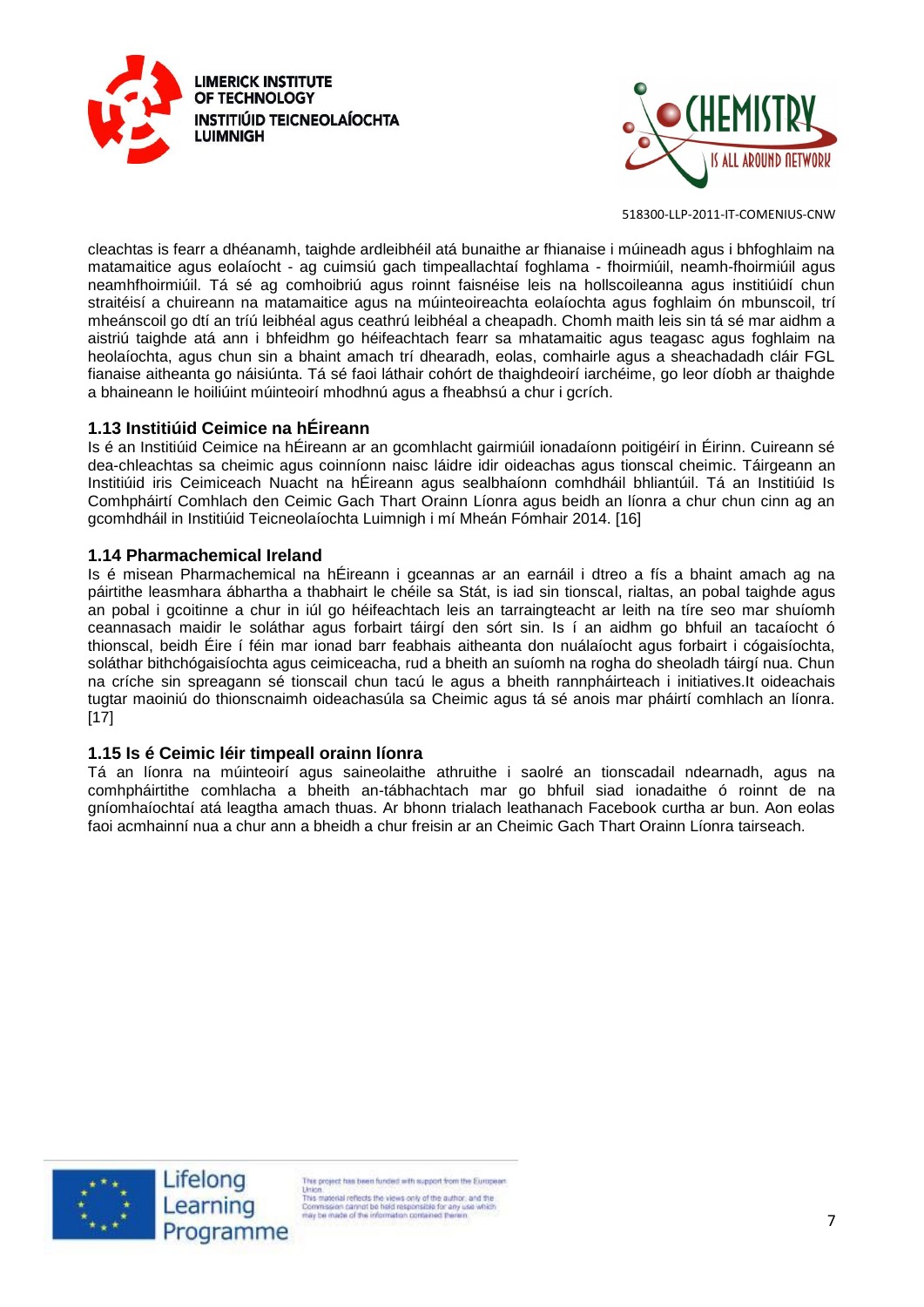cleachtas is fearr a dhéanamh, taighde ardleibhéil atá bunaithe ar fhianaise i múineadh agus i bhfoghlaim na matamaitice agus eolaíocht - ag cuimsiú gach timpeallachtaí foghlama - fhoirmiúil, neamh-fhoirmiúil agus neamhfhoirmiúil. Tá sé ag comhoibriú agus roinnt faisnéise leis na hollscoileanna agus institiúidí chun straitéisí a chuireann na matamaitice agus na múinteoireachta eolaíochta agus foghlaim ón mbunscoil, trí mheánscoil go dtí an tríú leibhéal agus ceathrú leibhéal a cheapadh. Chomh maith leis sin tá sé mar aidhm a aistriú taighde atá ann i bhfeidhm go héifeachtach fearr sa mhatamaitic agus teagasc agus foghlaim na heolaíochta, agus chun sin a bhaint amach trí dhearadh, eolas, comhairle agus a sheachadadh cláir FGL fianaise aitheanta go náisiúnta. Tá sé faoi láthair cohórt de thaighdeoirí iarchéime, go leor díobh ar thaighde a bhaineann le hoiliúint múinteoirí mhodhnú agus a fheabhsú a chur i gcrích.

### 1.13 Institiúid Ceimice na hÉireann

Is é an Institiúid Ceimice na hÉireann ar an gcomhlacht gairmiúil ionadaíonn poitigéirí in Éirinn. Cuireann sé dea-chleachtas sa cheimic agus coinníonn naisc láidre idir oideachas agus tionscal cheimic. Táirgeann an Institiúid iris Ceimiceach Nuacht na hÉireann agus sealbhaíonn comhdháil bhliantúil. Tá an Institiúid Is Comhpháirtí Comhlach den Ceimic Gach Thart Orainn Líonra agus beidh an líonra a chur chun cinn ag an gcomhdháil in Institiúid Teicneolaíochta Luimnigh i mí Mheán Fómhair 2014. [16]

### 1.14 Pharmachemical Ireland

Is é misean Pharmachemical na hÉireann i gceannas ar an earnáil i dtreo a fís a bhaint amach ag na páirtithe leasmhara ábhartha a thabhairt le chéile sa Stát, is iad sin tionscal, rialtas, an pobal taighde agus an pobal i gcoitinne a chur in iúl go héifeachtach leis an tarraingteacht ar leith na tíre seo mar shuíomh ceannasach maidir le soláthar agus forbairt táirgí den sórt sin. Is í an aidhm go bhfuil an tacaíocht ó thionscal, beidh Éire í féin mar ionad barr feabhais aitheanta don nuálaíocht agus forbairt i cógaisíochta, soláthar bithchógaisíochta agus ceimiceacha, rud a bheith an suíomh na rogha do sheoladh táirgí nua. Chun na críche sin spreagann sé tionscail chun tacú le agus a bheith rannpháirteach i initiatives.It oideachais tugtar maoiniú do thionscnaimh oideachasúla sa Cheimic agus tá sé anois mar pháirtí comhlach an líonra. [17]

### 1.15 Is é Ceimic léir timpeall orainn líonra

Tá an líonra na múinteoirí agus saineolaithe athruithe i saolré an tionscadail ndearnadh, agus na comhpháirtithe comhlacha a bheith an-tábhachtach mar go bhfuil siad ionadaithe ó roinnt de na gníomhaíochtaí atá leagtha amach thuas. Ar bhonn trialach leathanach Facebook curtha ar bun. Aon eolas faoi acmhainní nua a chur ann a bheidh a chur freisin ar an Cheimic Gach Thart Orainn Líonra tairseach.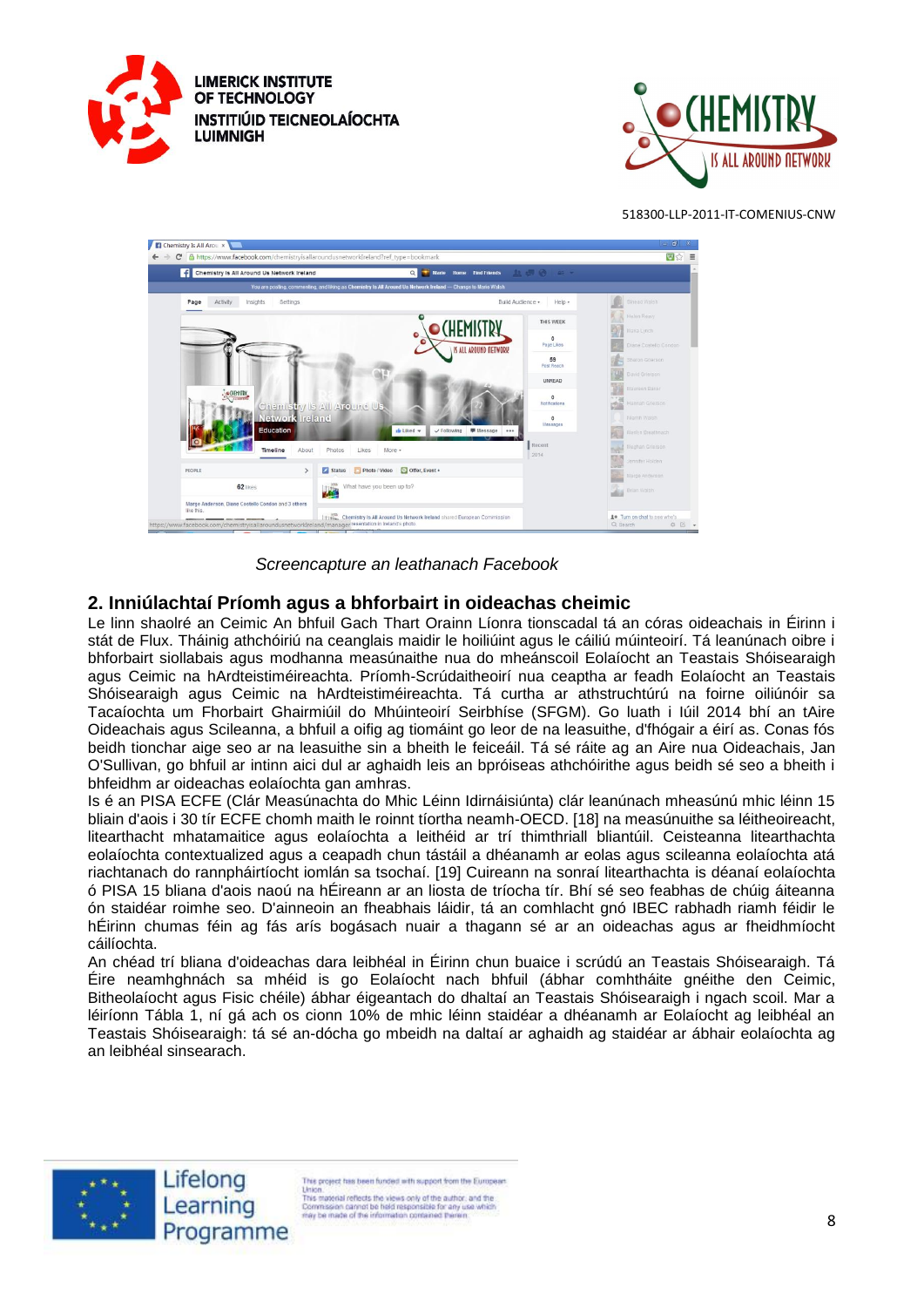*Screencapture an leathanach Facebook*

## 2. Inniúlachtaí Príomh agus a bhforbairt in oideachas cheimic

Le linn shaolré an Ceimic An bhfuil Gach Thart Orainn Líonra tionscadal tá an córas oideachais in Éirinn i stát de Flux. Tháinig athchóiriú na ceanglais maidir le hoiliúint agus le cáiliú múinteoirí. Tá leanúnach oibre i bhforbairt siollabais agus modhanna measúnaithe nua do mheánscoil Eolaíocht an Teastais Shóisearaigh agus Ceimic na hArdteistiméireachta. Príomh-Scrúdaitheoirí nua ceaptha ar feadh Eolaíocht an Teastais Shóisearaigh agus Ceimic na hArdteistiméireachta. Tá curtha ar athstruchtúrú na foirne oiliúnóir sa Tacaíochta um Fhorbairt Ghairmiúil do Mhúinteoirí Seirbhíse (SFGM). Go luath i Iúil 2014 bhí an tAire Oideachais agus Scileanna, a bhfuil a oifig ag tiomáint go leor de na leasuithe, d'fhógair a éirí as. Conas fós beidh tionchar aige seo ar na leasuithe sin a bheith le feiceáil. Tá sé ráite ag an Aire nua Oideachais, Jan O'Sullivan, go bhfuil ar intinn aici dul ar aghaidh leis an bpróiseas athchóirithe agus beidh sé seo a bheith i bhfeidhm ar oideachas eolaíochta gan amhras.

Is é an PISA ECFE (Clár Measúnachta do Mhic Léinn Idirnáisiúnta) clár leanúnach mheasúnú mhic léinn 15 bliain d'aois i 30 tír ECFE chomh maith le roinnt tíortha neamh-OECD. [18] na measúnuithe sa léitheoireacht, litearthacht mhatamaitice agus eolaíochta a leithéid ar trí thimthriall bliantúil. Ceisteanna litearthachta eolaíochta contextualized agus a ceapadh chun tástáil a dhéanamh ar eolas agus scileanna eolaíochta atá riachtanach do rannpháirtíocht iomlán sa tsochaí. [19] Cuireann na sonraí litearthachta is déanaí eolaíochta ó PISA 15 bliana d'aois naoú na hÉireann ar an liosta de tríocha tír. Bhí sé seo feabhas de chúig áiteanna ón staidéar roimhe seo. D'ainneoin an fheabhais láidir, tá an comhlacht gnó IBEC rabhadh riamh féidir le hÉirinn chumas féin ag fás arís bogásach nuair a thagann sé ar an oideachas agus ar fheidhmíocht cáilíochta.

An chéad trí bliana d'oideachas dara leibhéal in Éirinn chun buaice i scrúdú an Teastais Shóisearaigh. Tá Éire neamhghnách sa mhéid is go Eolaíocht nach bhfuil (ábhar comhtháite gnéithe den Ceimic, Bitheolaíocht agus Fisic chéile) ábhar éigeantach do dhaltaí an Teastais Shóisearaigh i ngach scoil. Mar a léiríonn Tábla 1, ní gá ach os cionn 10% de mhic léinn staidéar a dhéanamh ar Eolaíocht ag leibhéal an Teastais Shóisearaigh: tá sé an-dócha go mbeidh na daltaí ar aghaidh ag staidéar ar ábhair eolaíochta ag an leibhéal sinsearach.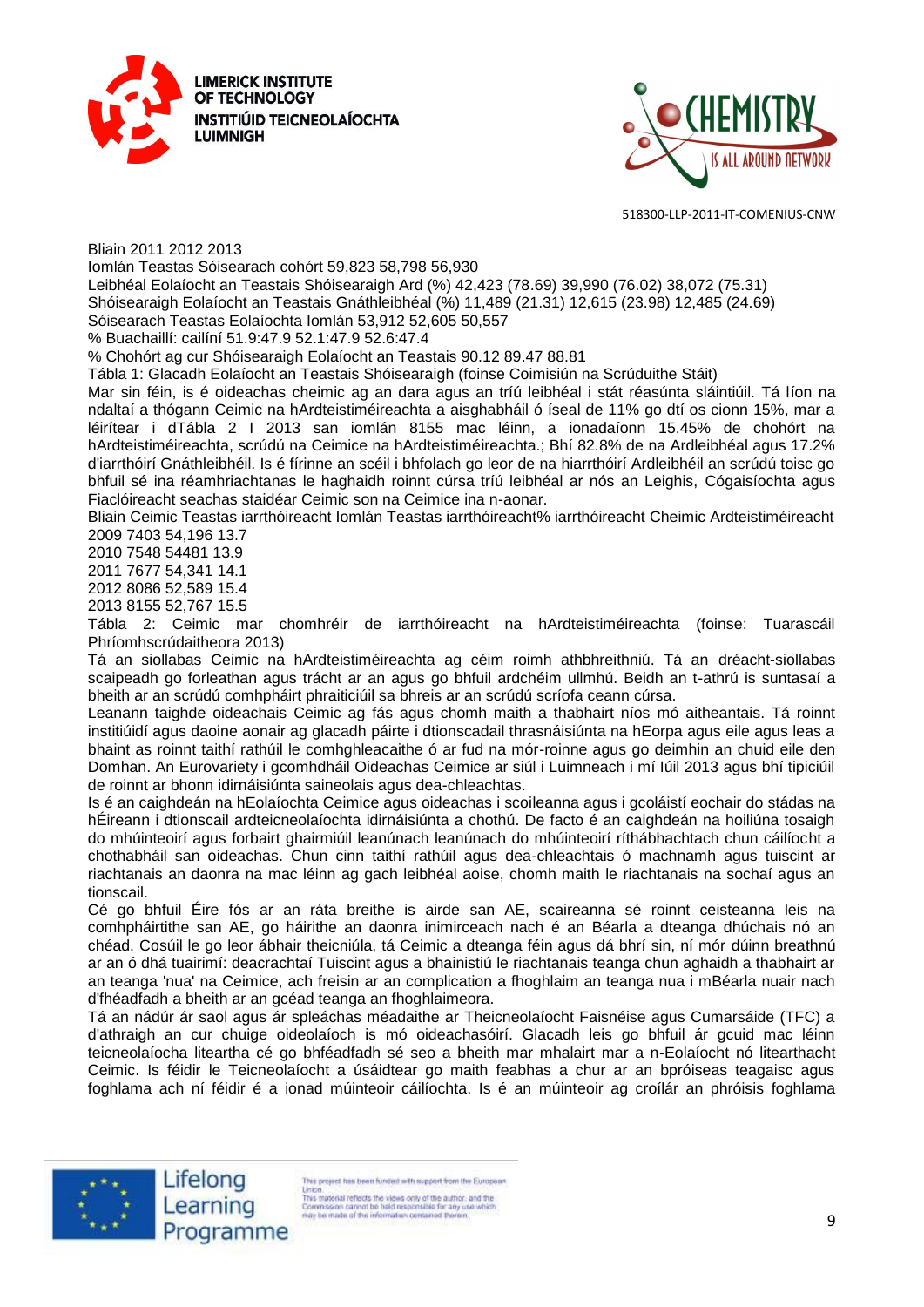| Bliain | 2011 | 2012 | 2013 |
|---|---|---|---|
| Iomlán Teastas Sóisearach cohórt | 59,823 | 58,798 | 56,930 |
| Leibhéal Eolaíocht an Teastais Shóisearaigh Ard (%) | 42,423 (78.69) | 39,990 (76.02) | 38,072 (75.31) |
| Shóisearaigh Eolaíocht an Teastais Gnáthleibhéal (%) | 11,489 (21.31) | 12,615 (23.98) | 12,485 (24.69) |
| Sóisearach Teastas Eolaíochta Iomlán | 53,912 | 52,605 | 50,557 |
| % Buachaillí: cailíní | 51.9:47.9 | 52.1:47.9 | 52.6:47.4 |
| % Chohórt ag cur Shóisearaigh Eolaíocht an Teastais | 90.12 | 89.47 | 88.81 |

Tábla 1: Glacadh Eolaíocht an Teastais Shóisearaigh (foinse Coimisiún na Scrúduithe Stáit)

Mar sin féin, is é oideachas cheimic ag an dara agus an tríú leibhéal i stát réasúnta sláintiúil. Tá líon na ndaltaí a thógann Ceimic na hArdteistiméireachta a aisghabháil ó íseal de 11% go dtí os cionn 15%, mar a léirítear i dTábla 2 I 2013 san iomlán 8155 mac léinn, a ionadaíonn 15.45% de chohórt na hArdteistiméireachta, scrúdú na Ceimice na hArdteistiméireachta.; Bhí 82.8% de na Ardleibhéal agus 17.2% d'iarrthóirí Gnáthleibhéil. Is é fírinne an scéil i bhfolach go leor de na hiarrthóirí Ardleibhéil an scrúdú toisc go bhfuil sé ina réamhriachtanas le haghaidh roinnt cúrsa tríú leibhéal ar nós an Leighis, Cógaisíochta agus Fiaclóireacht seachas staidéar Ceimic son na Ceimice ina n-aonar.

| Bliain | Ceimic Teastas iarrthóireacht | Iomlán Teastas iarrthóireacht | % iarrthóireacht Cheimic Ardteistiméireacht |
|---|---|---|---|
| 2009 | 7403 | 54,196 | 13.7 |
| 2010 | 7548 | 54481 | 13.9 |
| 2011 | 7677 | 54,341 | 14.1 |
| 2012 | 8086 | 52,589 | 15.4 |
| 2013 | 8155 | 52,767 | 15.5 |

Tábla 2: Ceimic mar chomhréir de iarrthóireacht na hArdteistiméireachta (foinse: Tuarascáil Phríomhscrúdaitheora 2013)

Tá an siollabas Ceimic na hArdteistiméireachta ag céim roimh athbhreithniú. Tá an dréacht-siollabas scaipeadh go forleathan agus trácht ar an agus go bhfuil ardchéim ullmhú. Beidh an t-athrú is suntasaí a bheith ar an scrúdú comhpháirt phraiticiúil sa bhreis ar an scrúdú scríofa ceann cúrsa.

Leanann taighde oideachais Ceimic ag fás agus chomh maith a thabhairt níos mó aitheantais. Tá roinnt institiúidí agus daoine aonair ag glacadh páirte i dtionscadail thrasnáisiúnta na hEorpa agus eile agus leas a bhaint as roinnt taithí rathúil le comhghleacaithe ó ar fud na mór-roinne agus go deimhin an chuid eile den Domhan. An Eurovariety i gcomhdháil Oideachas Ceimice ar siúl i Luimneach i mí Iúil 2013 agus bhí tipiciúil de roinnt ar bhonn idirnáisiúnta saineolais agus dea-chleachtas.

Is é an caighdeán na hEolaíochta Ceimice agus oideachas i scoileanna agus i gcoláistí eochair do stádas na hÉireann i dtionscail ardteicneolaíochta idirnáisiúnta a chothú. De facto é an caighdeán na hoiliúna tosaigh do mhúinteoirí agus forbairt ghairmiúil leanúnach leanúnach do mhúinteoirí ríthábhachtach chun cáilíocht a chothabháil san oideachas. Chun cinn taithí rathúil agus dea-chleachtais ó machnamh agus tuiscint ar riachtanais an daonra na mac léinn ag gach leibhéal aoise, chomh maith le riachtanais na sochaí agus an tionscail.

Cé go bhfuil Éire fós ar an ráta breithe is airde san AE, scaireanna sé roinnt ceisteanna leis na comhpháirtithe san AE, go háirithe an daonra inimirceach nach é an Béarla a dteanga dhúchais nó an chéad. Cosúil le go leor ábhair theicniúla, tá Ceimic a dteanga féin agus dá bhrí sin, ní mór dúinn breathnú ar an ó dhá tuairimí: deacrachtaí Tuiscint agus a bhainistiú le riachtanais teanga chun aghaidh a thabhairt ar an teanga 'nua' na Ceimice, ach freisin ar an complication a fhoghlaim an teanga nua i mBéarla nuair nach d'fhéadfadh a bheith ar an gcéad teanga an fhoghlaimeora.

Tá an nádúr ár saol agus ár spleáchas méadaithe ar Theicneolaíocht Faisnéise agus Cumarsáide (TFC) a d'athraigh an cur chuige oideolaíoch is mó oideachasóirí. Glacadh leis go bhfuil ár gcuid mac léinn teicneolaíocha liteartha cé go bhféadfadh sé seo a bheith mar mhalairt mar a n-Eolaíocht nó litearthacht Ceimic. Is féidir le Teicneolaíocht a úsáidtear go maith feabhas a chur ar an bpróiseas teagaisc agus foghlama ach ní féidir é a ionad múinteoir cáilíochta. Is é an múinteoir ag croílár an phróisis foghlama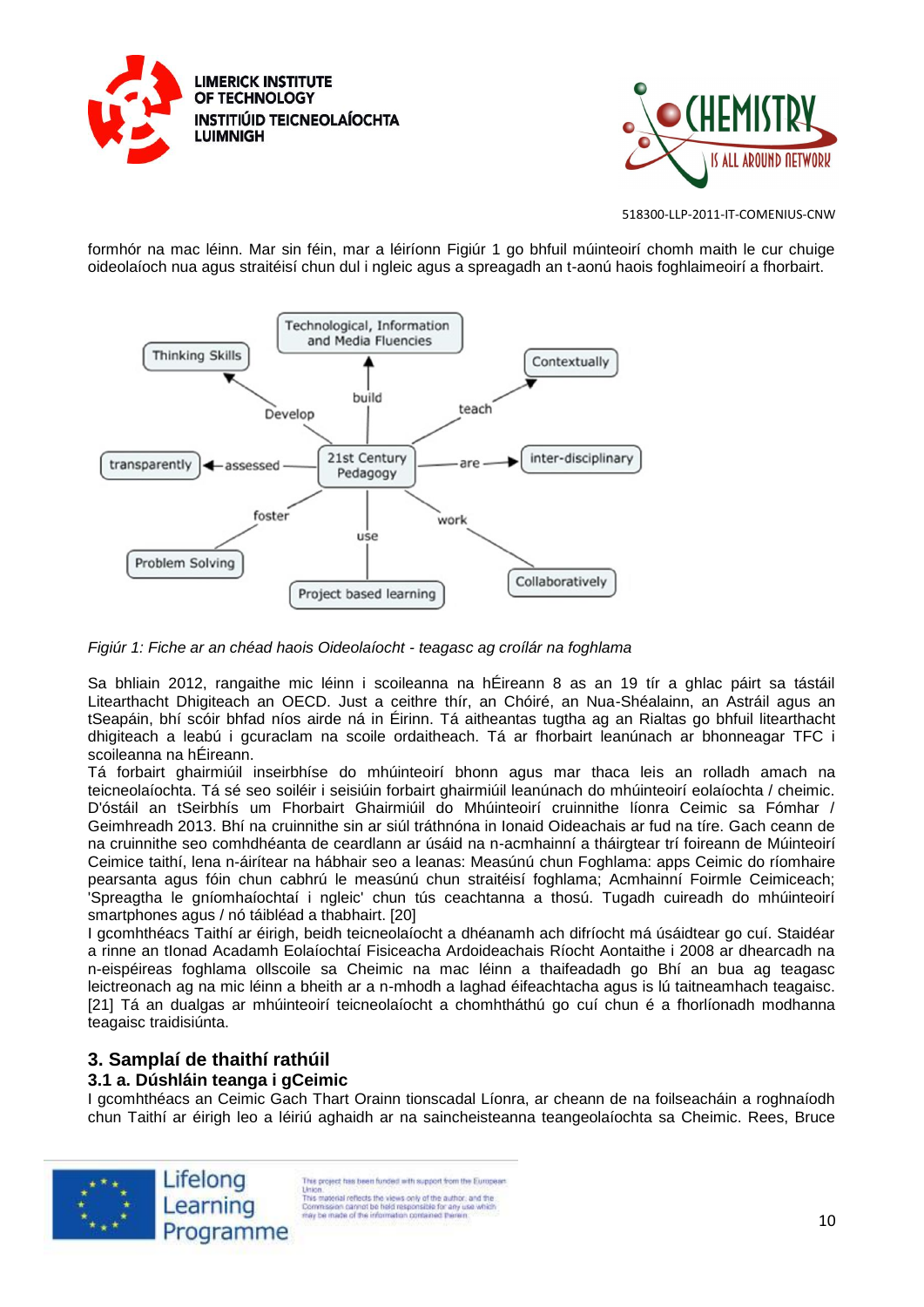formhór na mac léinn. Mar sin féin, mar a léiríonn Figiúr 1 go bhfuil múinteoirí chomh maith le cur chuige oideolaíoch nua agus straitéisí chun dul i ngleic agus a spreagadh an t-aonú haois foghlaimeoirí a fhorbairt.

Technological, Information and Media Fluencies

Thinking Skills

Contextually

build

Develop

teach

transparently ← assessed — 21st Century Pedagogy — are → inter-disciplinary

foster

work

use

Problem Solving

Collaboratively

Project based learning

*Figiúr 1: Fiche ar an chéad haois Oideolaíocht - teagasc ag croílár na foghlama*

Sa bhliain 2012, rangaithe mic léinn i scoileanna na hÉireann 8 as an 19 tír a ghlac páirt sa tástáil Litearthacht Dhigiteach an OECD. Just a ceithre thír, an Chóiré, an Nua-Shéalainn, an Astráil agus an tSeapáin, bhí scóir bhfad níos airde ná in Éirinn. Tá aitheantas tugtha ag an Rialtas go bhfuil litearthacht dhigiteach a leabú i gcuraclam na scoile ordaitheach. Tá ar fhorbairt leanúnach ar bhonneagar TFC i scoileanna na hÉireann.

Tá forbairt ghairmiúil inseirbhíse do mhúinteoirí bhonn agus mar thaca leis an rolladh amach na teicneolaíochta. Tá sé seo soiléir i seisiúin forbairt ghairmiúil leanúnach do mhúinteoirí eolaíochta / cheimic. D'óstáil an tSeirbhís um Fhorbairt Ghairmiúil do Mhúinteoirí cruinnithe líonra Ceimic sa Fómhar / Geimhreadh 2013. Bhí na cruinnithe sin ar siúl tráthnóna in Ionaid Oideachais ar fud na tíre. Gach ceann de na cruinnithe seo comhdhéanta de ceardlann ar úsáid na n-acmhainní a tháirgtear trí foireann de Múinteoirí Ceimice taithí, lena n-áirítear na hábhair seo a leanas: Measúnú chun Foghlama: apps Ceimic do ríomhaire pearsanta agus fóin chun cabhrú le measúnú chun straitéisí foghlama; Acmhainní Foirmle Ceimiceach; 'Spreagtha le gníomhaíochtaí i ngleic' chun tús ceachtanna a thosú. Tugadh cuireadh do mhúinteoirí smartphones agus / nó táibléad a thabhairt. [20]

I gcomhthéacs Taithí ar éirigh, beidh teicneolaíocht a dhéanamh ach difríocht má úsáidtear go cuí. Staidéar a rinne an tIonad Acadamh Eolaíochtaí Fisiceacha Ardoideachais Ríocht Aontaithe i 2008 ar dhearcadh na n-eispéireas foghlama ollscoile sa Cheimic na mac léinn a thaifeadadh go Bhí an bua ag teagasc leictreonach ag na mic léinn a bheith ar a n-mhodh a laghad éifeachtacha agus is lú taitneamhach teagaisc. [21] Tá an dualgas ar mhúinteoirí teicneolaíocht a chomhtháthú go cuí chun é a fhorlíonadh modhanna teagaisc traidisiúnta.

## 3. Samplaí de thaithí rathúil

### 3.1 a. Dúshláin teanga i gCeimic

I gcomhthéacs an Ceimic Gach Thart Orainn tionscadal Líonra, ar cheann de na foilseacháin a roghnaíodh chun Taithí ar éirigh leo a léiriú aghaidh ar na saincheisteanna teangeolaíochta sa Cheimic. Rees, Bruce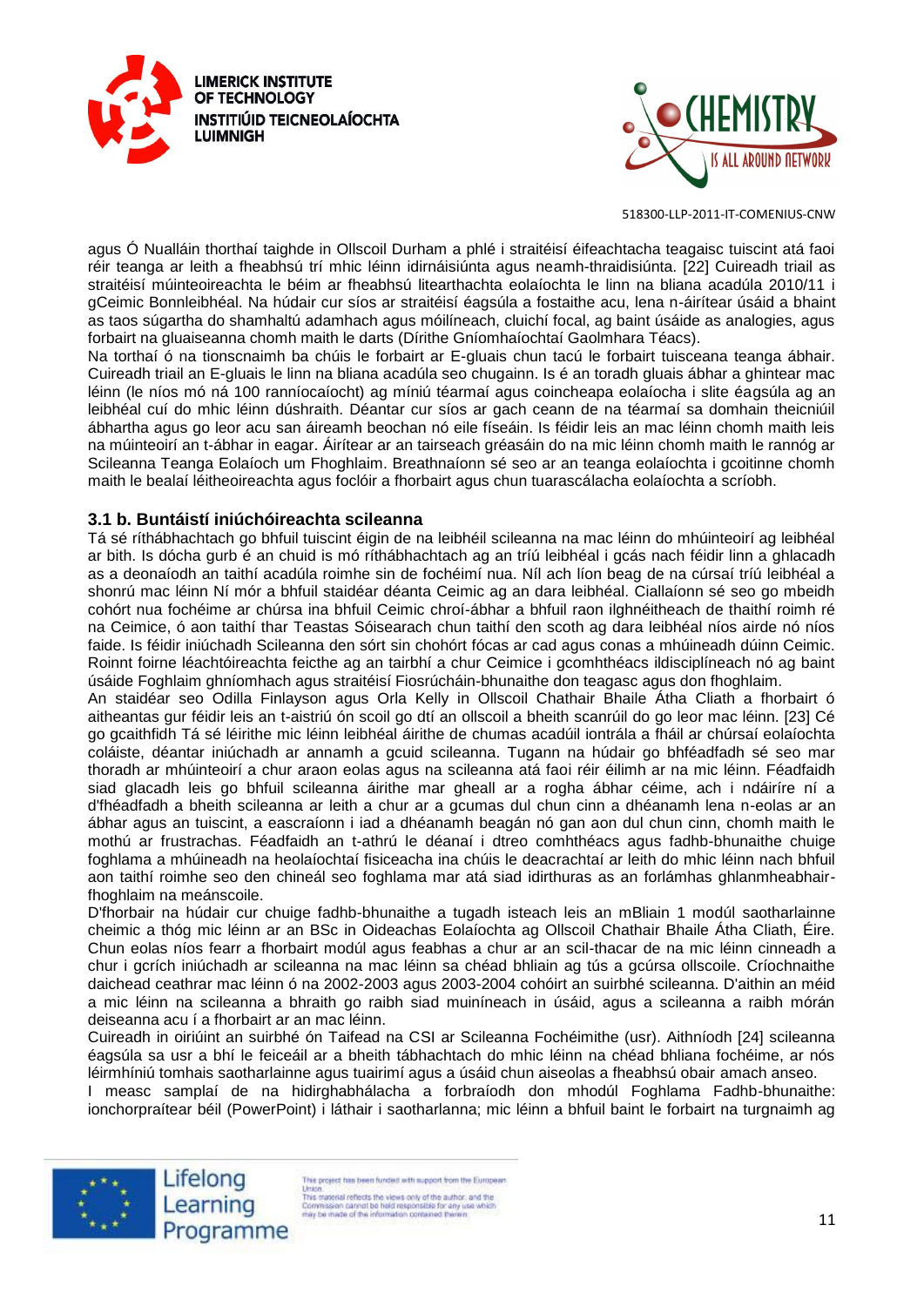agus Ó Nualláin thorthaí taighde in Ollscoil Durham a phlé i straitéisí éifeachtacha teagaisc tuiscint atá faoi réir teanga ar leith a fheabhsú trí mhic léinn idirnáisiúnta agus neamh-thraidisiúnta. [22] Cuireadh triail as straitéisí múinteoireachta le béim ar fheabhsú litearthachta eolaíochta le linn na bliana acadúla 2010/11 i gCeimic Bonnleibhéal. Na húdair cur síos ar straitéisí éagsúla a fostaithe acu, lena n-áirítear úsáid a bhaint as taos súgartha do shamhaltú adamhach agus móilíneach, cluichí focal, ag baint úsáide as analogies, agus forbairt na gluaiseanna chomh maith le darts (Dírithe Gníomhaíochtaí Gaolmhara Téacs).

Na torthaí ó na tionscnaimh ba chúis le forbairt ar E-gluais chun tacú le forbairt tuisceana teanga ábhair. Cuireadh triail an E-gluais le linn na bliana acadúla seo chugainn. Is é an toradh gluais ábhar a ghintear mac léinn (le níos mó ná 100 ranníocaíocht) ag míniú téarmaí agus coincheapa eolaíocha i slite éagsúla ag an leibhéal cuí do mhic léinn dúshraith. Déantar cur síos ar gach ceann de na téarmaí sa domhain theicniúil ábhartha agus go leor acu san áireamh beochan nó eile físeáin. Is féidir leis an mac léinn chomh maith leis na múinteoirí an t-ábhar in eagar. Áirítear ar an tairseach gréasáin do na mic léinn chomh maith le rannóg ar Scileanna Teanga Eolaíoch um Fhoghlaim. Breathnaíonn sé seo ar an teanga eolaíochta i gcoitinne chomh maith le bealaí léitheoireachta agus foclóir a fhorbairt agus chun tuarascálacha eolaíochta a scríobh.

### 3.1 b. Buntáistí iniúchóireachta scileanna

Tá sé ríthábhachtach go bhfuil tuiscint éigin de na leibhéil scileanna na mac léinn do mhúinteoirí ag leibhéal ar bith. Is dócha gurb é an chuid is mó ríthábhachtach ag an tríú leibhéal i gcás nach féidir linn a ghlacadh as a deonaíodh an taithí acadúla roimhe sin de fochéimí nua. Níl ach líon beag de na cúrsaí tríú leibhéal a shonrú mac léinn Ní mór a bhfuil staidéar déanta Ceimic ag an dara leibhéal. Ciallaíonn sé seo go mbeidh cohórt nua fochéime ar chúrsa ina bhfuil Ceimic chroí-ábhar a bhfuil raon ilghnéitheach de thaithí roimh ré na Ceimice, ó aon taithí thar Teastas Sóisearach chun taithí den scoth ag dara leibhéal níos airde nó níos faide. Is féidir iniúchadh Scileanna den sórt sin chohórt fócas ar cad agus conas a mhúineadh dúinn Ceimic. Roinnt foirne léachtóireachta feicthe ag an tairbhí a chur Ceimice i gcomhthéacs ildisciplíneach nó ag baint úsáide Foghlaim ghníomhach agus straitéisí Fiosrúcháin-bhunaithe don teagasc agus don fhoghlaim.

An staidéar seo Odilla Finlayson agus Orla Kelly in Ollscoil Chathair Bhaile Átha Cliath a fhorbairt ó aitheantas gur féidir leis an t-aistriú ón scoil go dtí an ollscoil a bheith scanrúil do go leor mac léinn. [23] Cé go gcaithfidh Tá sé léirithe mic léinn leibhéal áirithe de chumas acadúil iontrála a fháil ar chúrsaí eolaíochta coláiste, déantar iniúchadh ar annamh a gcuid scileanna. Tugann na húdair go bhféadfadh sé seo mar thoradh ar mhúinteoirí a chur araon eolas agus na scileanna atá faoi réir éilimh ar na mic léinn. Féadfaidh siad glacadh leis go bhfuil scileanna áirithe mar gheall ar a rogha ábhar céime, ach i ndáiríre ní a d'fhéadfadh a bheith scileanna ar leith a chur ar a gcumas dul chun cinn a dhéanamh lena n-eolas ar an ábhar agus an tuiscint, a eascraíonn i iad a dhéanamh beagán nó gan aon dul chun cinn, chomh maith le mothú ar frustrachas. Féadfaidh an t-athrú le déanaí i dtreo comhthéacs agus fadhb-bhunaithe chuige foghlama a mhúineadh na heolaíochtaí fisiceacha ina chúis le deacrachtaí ar leith do mhic léinn nach bhfuil aon taithí roimhe seo den chineál seo foghlama mar atá siad idirthuras as an forlámhas ghlanmheabhair-fhoghlaim na meánscoile.

D'fhorbair na húdair cur chuige fadhb-bhunaithe a tugadh isteach leis an mBliain 1 modúl saotharlainne cheimic a thóg mic léinn ar an BSc in Oideachas Eolaíochta ag Ollscoil Chathair Bhaile Átha Cliath, Éire. Chun eolas níos fearr a fhorbairt modúl agus feabhas a chur ar an scil-thacar de na mic léinn cinneadh a chur i gcrích iniúchadh ar scileanna na mac léinn sa chéad bhliain ag tús a gcúrsa ollscoile. Críochnaithe daichead ceathrar mac léinn ó na 2002-2003 agus 2003-2004 cohóirt an suirbhé scileanna. D'aithin an méid a mic léinn na scileanna a bhraith go raibh siad muiníneach in úsáid, agus a scileanna a raibh mórán deiseanna acu í a fhorbairt ar an mac léinn.

Cuireadh in oiriúint an suirbhé ón Taifead na CSI ar Scileanna Fochéimithe (usr). Aithníodh [24] scileanna éagsúla sa usr a bhí le feiceáil ar a bheith tábhachtach do mhic léinn na chéad bhliana fochéime, ar nós léirmhíniú tomhais saotharlainne agus tuairimí agus a úsáid chun aiseolas a fheabhsú obair amach anseo.

I measc samplaí de na hidirghabhálacha a forbraíodh don mhodúl Foghlama Fadhb-bhunaithe: ionchorpraítear béil (PowerPoint) i láthair i saotharlanna; mic léinn a bhfuil baint le forbairt na turgnaimh ag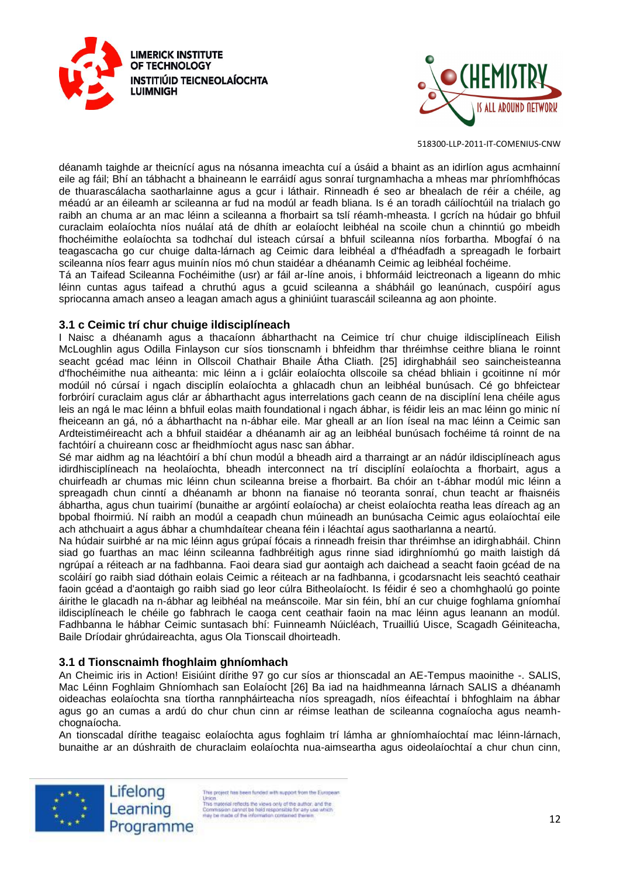déanamh taighde ar theicnící agus na nósanna imeachta cuí a úsáid a bhaint as an idirlíon agus acmhainní eile ag fáil; Bhí an tábhacht a bhaineann le earráidí agus sonraí turgnamhacha a mheas mar phríomhfhócas de thuarascálacha saotharlainne agus a gcur i láthair. Rinneadh é seo ar bhealach de réir a chéile, ag méadú ar an éileamh ar scileanna ar fud na modúl ar feadh bliana. Is é an toradh cáilíochtúil na trialach go raibh an chuma ar an mac léinn a scileanna a fhorbairt sa tslí réamh-mheasta. I gcrích na húdair go bhfuil curaclaim eolaíochta níos nuálaí atá de dhíth ar eolaíocht leibhéal na scoile chun a chinntiú go mbeidh fhochéimithe eolaíochta sa todhchaí dul isteach cúrsaí a bhfuil scileanna níos forbartha. Mbogfaí ó na teagascacha go cur chuige dalta-lárnach ag Ceimic dara leibhéal a d'fhéadfadh a spreagadh le forbairt scileanna níos fearr agus muinín níos mó chun staidéar a dhéanamh Ceimic ag leibhéal fochéime.

Tá an Taifead Scileanna Fochéimithe (usr) ar fáil ar-líne anois, i bhformáid leictreonach a ligeann do mhic léinn cuntas agus taifead a chruthú agus a gcuid scileanna a shábháil go leanúnach, cuspóirí agus spriocanna amach anseo a leagan amach agus a ghiniúint tuarascáil scileanna ag aon phointe.

### 3.1 c Ceimic trí chur chuige ildisciplíneach

I Naisc a dhéanamh agus a thacaíonn ábharthacht na Ceimice trí chur chuige ildisciplíneach Eilish McLoughlin agus Odilla Finlayson cur síos tionscnamh i bhfeidhm thar thréimhse ceithre bliana le roinnt seacht gcéad mac léinn in Ollscoil Chathair Bhaile Átha Cliath. [25] idirghabháil seo saincheisteanna d'fhochéimithe nua aitheanta: mic léinn a i gcláir eolaíochta ollscoile sa chéad bhliain i gcoitinne ní mór modúil nó cúrsaí i ngach disciplín eolaíochta a ghlacadh chun an leibhéal bunúsach. Cé go bhfeictear forbróirí curaclaim agus clár ar ábharthacht agus interrelations gach ceann de na disciplíní lena chéile agus leis an ngá le mac léinn a bhfuil eolas maith foundational i ngach ábhar, is féidir leis an mac léinn go minic ní fheiceann an gá, nó a ábharthacht na n-ábhar eile. Mar gheall ar an líon íseal na mac léinn a Ceimic san Ardteistiméireacht ach a bhfuil staidéar a dhéanamh air ag an leibhéal bunúsach fochéime tá roinnt de na fachtóirí a chuireann cosc ar fheidhmíocht agus nasc san ábhar.

Sé mar aidhm ag na léachtóirí a bhí chun modúl a bheadh aird a tharraingt ar an nádúr ildisciplíneach agus idirdhisciplíneach na heolaíochta, bheadh interconnect na trí disciplíní eolaíochta a fhorbairt, agus a chuirfeadh ar chumas mic léinn chun scileanna breise a fhorbairt. Ba chóir an t-ábhar modúl mic léinn a spreagadh chun cinntí a dhéanamh ar bhonn na fianaise nó teoranta sonraí, chun teacht ar fhaisnéis ábhartha, agus chun tuairimí (bunaithe ar argóintí eolaíocha) ar cheist eolaíochta reatha leas díreach ag an bpobal fhoirmiú. Ní raibh an modúl a ceapadh chun múineadh an bunúsacha Ceimic agus eolaíochtaí eile ach athchuairt a agus ábhar a chumhdaítear cheana féin i léachtaí agus saotharlanna a neartú.

Na húdair suirbhé ar na mic léinn agus grúpaí fócais a rinneadh freisin thar thréimhse an idirghabháil. Chinn siad go fuarthas an mac léinn scileanna fadhbréitigh agus rinne siad idirghníomhú go maith laistigh dá ngrúpaí a réiteach ar na fadhbanna. Faoi deara siad gur aontaigh ach daichead a seacht faoin gcéad de na scoláirí go raibh siad dóthain eolais Ceimic a réiteach ar na fadhbanna, i gcodarsnacht leis seachtó ceathair faoin gcéad a d'aontaigh go raibh siad go leor cúlra Bitheolaíocht. Is féidir é seo a chomhghaolú go pointe áirithe le glacadh na n-ábhar ag leibhéal na meánscoile. Mar sin féin, bhí an cur chuige foghlama gníomhaí ildisciplíneach le chéile go fabhrach le caoga cent ceathair faoin na mac léinn agus leanann an modúl. Fadhbanna le hábhar Ceimic suntasach bhí: Fuinneamh Núicléach, Truailliú Uisce, Scagadh Géiniteacha, Baile Dríodair ghrúdaireachta, agus Ola Tionscail dhoirteadh.

### 3.1 d Tionscnaimh fhoghlaim ghníomhach

An Cheimic iris in Action! Eisiúint dírithe 97 go cur síos ar thionscadal an AE-Tempus maoinithe -. SALIS, Mac Léinn Foghlaim Ghníomhach san Eolaíocht [26] Ba iad na haidhmeanna lárnach SALIS a dhéanamh oideachas eolaíochta sna tíortha rannpháirteacha níos spreagadh, níos éifeachtaí i bhfoghlaim na ábhar agus go an cumas a ardú do chur chun cinn ar réimse leathan de scileanna cognaíocha agus neamh-chognaíocha.

An tionscadal dírithe teagaisc eolaíochta agus foghlaim trí lámha ar ghníomhaíochtaí mac léinn-lárnach, bunaithe ar an dúshraith de churaclaim eolaíochta nua-aimseartha agus oideolaíochtaí a chur chun cinn,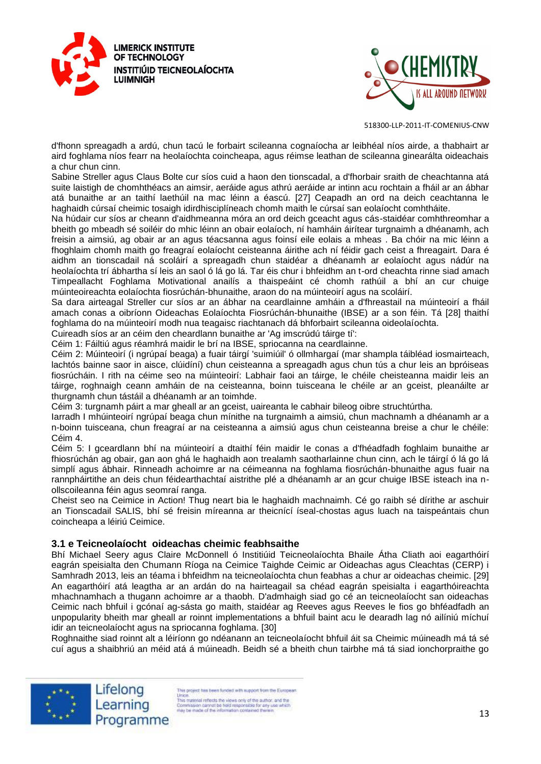d'fhonn spreagadh a ardú, chun tacú le forbairt scileanna cognaíocha ar leibhéal níos airde, a thabhairt ar aird foghlama níos fearr na heolaíochta coincheapa, agus réimse leathan de scileanna ginearálta oideachais a chur chun cinn.

Sabine Streller agus Claus Bolte cur síos cuid a haon den tionscadal, a d'fhorbair sraith de cheachtanna atá suite laistigh de chomhthéacs an aimsir, aeráide agus athrú aeráide ar intinn acu rochtain a fháil ar an ábhar atá bunaithe ar an taithí laethúil na mac léinn a éascú. [27] Ceapadh an ord na deich ceachtanna le haghaidh cúrsaí cheimic tosaigh idirdhisciplíneach chomh maith le cúrsaí san eolaíocht comhtháite.

Na húdair cur síos ar cheann d'aidhmeanna móra an ord deich gceacht agus cás-staidéar comhthreomhar a bheith go mbeadh sé soiléir do mhic léinn an obair eolaíoch, ní hamháin áirítear turgnaimh a dhéanamh, ach freisin a aimsiú, ag obair ar an agus téacsanna agus foinsí eile eolais a mheas . Ba chóir na mic léinn a fhoghlaim chomh maith go freagraí eolaíocht ceisteanna áirithe ach ní féidir gach ceist a fhreagairt. Dara é aidhm an tionscadail ná scoláirí a spreagadh chun staidéar a dhéanamh ar eolaíocht agus nádúr na heolaíochta trí ábhartha sí leis an saol ó lá go lá. Tar éis chur i bhfeidhm an t-ord cheachta rinne siad amach Timpeallacht Foghlama Motivational anailís a thaispeáint cé chomh rathúil a bhí an cur chuige múinteoireachta eolaíochta fiosrúchán-bhunaithe, araon do na múinteoirí agus na scoláirí.

Sa dara airteagal Streller cur síos ar an ábhar na ceardlainne amháin a d'fhreastail na múinteoirí a fháil amach conas a oibríonn Oideachas Eolaíochta Fiosrúchán-bhunaithe (IBSE) ar a son féin. Tá [28] thaithí foghlama do na múinteoirí modh nua teagaisc riachtanach dá bhforbairt scileanna oideolaíochta.

Cuireadh síos ar an céim den cheardlann bunaithe ar 'Ag imscrúdú táirge tí':

Céim 1: Fáiltiú agus réamhrá maidir le brí na IBSE, spriocanna na ceardlainne.

Céim 2: Múinteoirí (i ngrúpaí beaga) a fuair táirgí 'suimiúil' ó ollmhargaí (mar shampla táibléad iosmairteach, lachtós bainne saor in aisce, clúidíní) chun ceisteanna a spreagadh agus chun tús a chur leis an bpróiseas fiosrúcháin. I rith na céime seo na múinteoirí: Labhair faoi an táirge, le chéile cheisteanna maidir leis an táirge, roghnaigh ceann amháin de na ceisteanna, boinn tuisceana le chéile ar an gceist, pleanáilte ar thurgnamh chun tástáil a dhéanamh ar an toimhde.

Céim 3: turgnamh páirt a mar gheall ar an gceist, uaireanta le cabhair bileog oibre struchtúrtha.

Iarradh I mhúinteoirí ngrúpaí beaga chun mínithe na turgnaimh a aimsiú, chun machnamh a dhéanamh ar a n-boinn tuisceana, chun freagraí ar na ceisteanna a aimsiú agus chun ceisteanna breise a chur le chéile: Céim 4.

Céim 5: I gceardlann bhí na múinteoirí a dtaithí féin maidir le conas a d'fhéadfadh foghlaim bunaithe ar fhiosrúchán ag obair, gan aon ghá le haghaidh aon trealamh saotharlainne chun cinn, ach le táirgí ó lá go lá simplí agus ábhair. Rinneadh achoimre ar na céimeanna na foghlama fiosrúchán-bhunaithe agus fuair na rannpháirtithe an deis chun féidearthachtaí aistrithe plé a dhéanamh ar an gcur chuige IBSE isteach ina n-ollscoileanna féin agus seomraí ranga.

Cheist seo na Ceimice in Action! Thug neart bia le haghaidh machnaimh. Cé go raibh sé dírithe ar aschuir an Tionscadail SALIS, bhí sé freisin míreanna ar theicnící íseal-chostas agus luach na taispeántais chun coincheapa a léiriú Ceimice.

### 3.1 e Teicneolaíocht oideachas cheimic feabhsaithe

Bhí Michael Seery agus Claire McDonnell ó Institiúid Teicneolaíochta Bhaile Átha Cliath aoi eagarthóirí eagrán speisialta den Chumann Ríoga na Ceimice Taighde Ceimic ar Oideachas agus Cleachtas (CERP) i Samhradh 2013, leis an téama i bhfeidhm na teicneolaíochta chun feabhas a chur ar oideachas cheimic. [29] An eagarthóirí atá leagtha ar an ardán do na hairteagail sa chéad eagrán speisialta i eagarthóireachta mhachnamhach a thugann achoimre ar a thaobh. D'admhaigh siad go cé an teicneolaíocht san oideachas Ceimic nach bhfuil i gcónaí ag-sásta go maith, staidéar ag Reeves agus Reeves le fios go bhféadfadh an unpopularity bheith mar gheall ar roinnt implementations a bhfuil baint acu le dearadh lag nó ailíniú míchuí idir an teicneolaíocht agus na spriocanna foghlama. [30]

Roghnaithe siad roinnt alt a léiríonn go ndéanann an teicneolaíocht bhfuil áit sa Cheimic múineadh má tá sé cuí agus a shaibhriú an méid atá á múineadh. Beidh sé a bheith chun tairbhe má tá siad ionchorpraithe go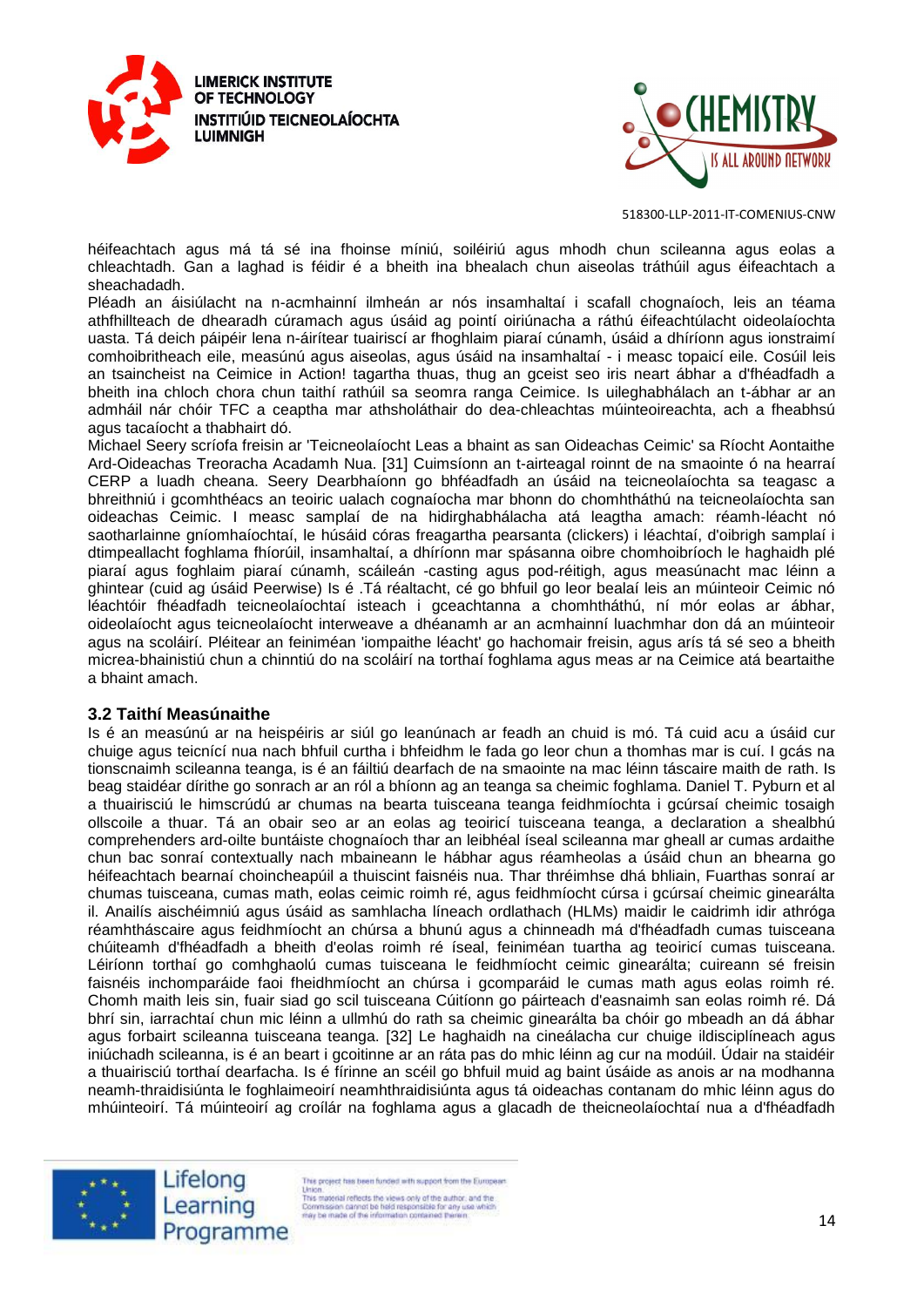héifeachtach agus má tá sé ina fhoinse míniú, soiléiriú agus mhodh chun scileanna agus eolas a chleachtadh. Gan a laghad is féidir é a bheith ina bhealach chun aiseolas tráthúil agus éifeachtach a sheachadadh.

Pléadh an áisiúlacht na n-acmhainní ilmheán ar nós insamhaltaí i scafall chognaíoch, leis an téama athfhillteach de dhearadh cúramach agus úsáid ag pointí oiriúnacha a ráthú éifeachtúlacht oideolaíochta uasta. Tá deich páipéir lena n-áirítear tuairiscí ar fhoghlaim piaraí cúnamh, úsáid a dhíríonn agus ionstraimí comhoibritheach eile, measúnú agus aiseolas, agus úsáid na insamhaltaí - i measc topaicí eile. Cosúil leis an tsaincheist na Ceimice in Action! tagartha thuas, thug an gceist seo iris neart ábhar a d'fhéadfadh a bheith ina chloch chora chun taithí rathúil sa seomra ranga Ceimice. Is uileghabhálach an t-ábhar ar an admháil nár chóir TFC a ceaptha mar athsholáthair do dea-chleachtas múinteoireachta, ach a fheabhsú agus tacaíocht a thabhairt dó.

Michael Seery scríofa freisin ar 'Teicneolaíocht Leas a bhaint as san Oideachas Ceimic' sa Ríocht Aontaithe Ard-Oideachas Treoracha Acadamh Nua. [31] Cuimsíonn an t-airteagal roinnt de na smaointe ó na hearraí CERP a luadh cheana. Seery Dearbhaíonn go bhféadfadh an úsáid na teicneolaíochta sa teagasc a bhreithniú i gcomhthéacs an teoiric ualach cognaíocha mar bhonn do chomhtháthú na teicneolaíochta san oideachas Ceimic. I measc samplaí de na hidirghabhálacha atá leagtha amach: réamh-léacht nó saotharlainne gníomhaíochtaí, le húsáid córas freagartha pearsanta (clickers) i léachtaí, d'oibrigh samplaí i dtimpeallacht foghlama fhíorúil, insamhaltaí, a dhíríonn mar spásanna oibre chomhoibríoch le haghaidh plé piaraí agus foghlaim piaraí cúnamh, scáileán -casting agus pod-réitigh, agus measúnacht mac léinn a ghintear (cuid ag úsáid Peerwise) Is é .Tá réaltacht, cé go bhfuil go leor bealaí leis an múinteoir Ceimic nó léachtóir fhéadfadh teicneolaíochtaí isteach i gceachtanna a chomhtháthú, ní mór eolas ar ábhar, oideolaíocht agus teicneolaíocht interweave a dhéanamh ar an acmhainní luachmhar don dá an múinteoir agus na scoláirí. Pléitear an feiniméan 'iompaithe léacht' go hachomair freisin, agus arís tá sé seo a bheith micrea-bhainistiú chun a chinntiú do na scoláirí na torthaí foghlama agus meas ar na Ceimice atá beartaithe a bhaint amach.

### 3.2 Taithí Measúnaithe

Is é an measúnú ar na heispéiris ar siúl go leanúnach ar feadh an chuid is mó. Tá cuid acu a úsáid cur chuige agus teicnící nua nach bhfuil curtha i bhfeidhm le fada go leor chun a thomhas mar is cuí. I gcás na tionscnaimh scileanna teanga, is é an fáiltiú dearfach de na smaointe na mac léinn táscaire maith de rath. Is beag staidéar dírithe go sonrach ar an ról a bhíonn ag an teanga sa cheimic foghlama. Daniel T. Pyburn et al a thuairisciú le himscrúdú ar chumas na bearta tuisceana teanga feidhmíochta i gcúrsaí cheimic tosaigh ollscoile a thuar. Tá an obair seo ar an eolas ag teoiricí tuisceana teanga, a declaration a shealbhú comprehenders ard-oilte buntáiste chognaíoch thar an leibhéal íseal scileanna mar gheall ar cumas ardaithe chun bac sonraí contextually nach mbaineann le hábhar agus réamheolas a úsáid chun an bhearna go héifeachtach bearnaí choincheapúil a thuiscint faisnéis nua. Thar thréimhse dhá bhliain, Fuarthas sonraí ar chumas tuisceana, cumas math, eolas ceimic roimh ré, agus feidhmíocht cúrsa i gcúrsaí cheimic ginearálta il. Anailís aischéimniú agus úsáid as samhlacha líneach ordlathach (HLMs) maidir le caidrimh idir athróga réamhtháscaire agus feidhmíocht an chúrsa a bhunú agus a chinneadh má d'fhéadfadh cumas tuisceana chúiteamh d'fhéadfadh a bheith d'eolas roimh ré íseal, feiniméan tuartha ag teoiricí cumas tuisceana. Léiríonn torthaí go comhghaolú cumas tuisceana le feidhmíocht ceimic ginearálta; cuireann sé freisin faisnéis inchomparáide faoi fheidhmíocht an chúrsa i gcomparáid le cumas math agus eolas roimh ré. Chomh maith leis sin, fuair siad go scil tuisceana Cúitíonn go páirteach d'easnaimh san eolas roimh ré. Dá bhrí sin, iarrachtaí chun mic léinn a ullmhú do rath sa cheimic ginearálta ba chóir go mbeadh an dá ábhar agus forbairt scileanna tuisceana teanga. [32] Le haghaidh na cineálacha cur chuige ildisciplíneach agus iniúchadh scileanna, is é an beart i gcoitinne ar an ráta pas do mhic léinn ag cur na modúil. Údair na staidéir a thuairisciú torthaí dearfacha. Is é fírinne an scéil go bhfuil muid ag baint úsáide as anois ar na modhanna neamh-thraidisiúnta le foghlaimeoirí neamhthraidisiúnta agus tá oideachas contanam do mhic léinn agus do mhúinteoirí. Tá múinteoirí ag croílár na foghlama a glacadh de theicneolaíochtaí nua a d'fhéadfadh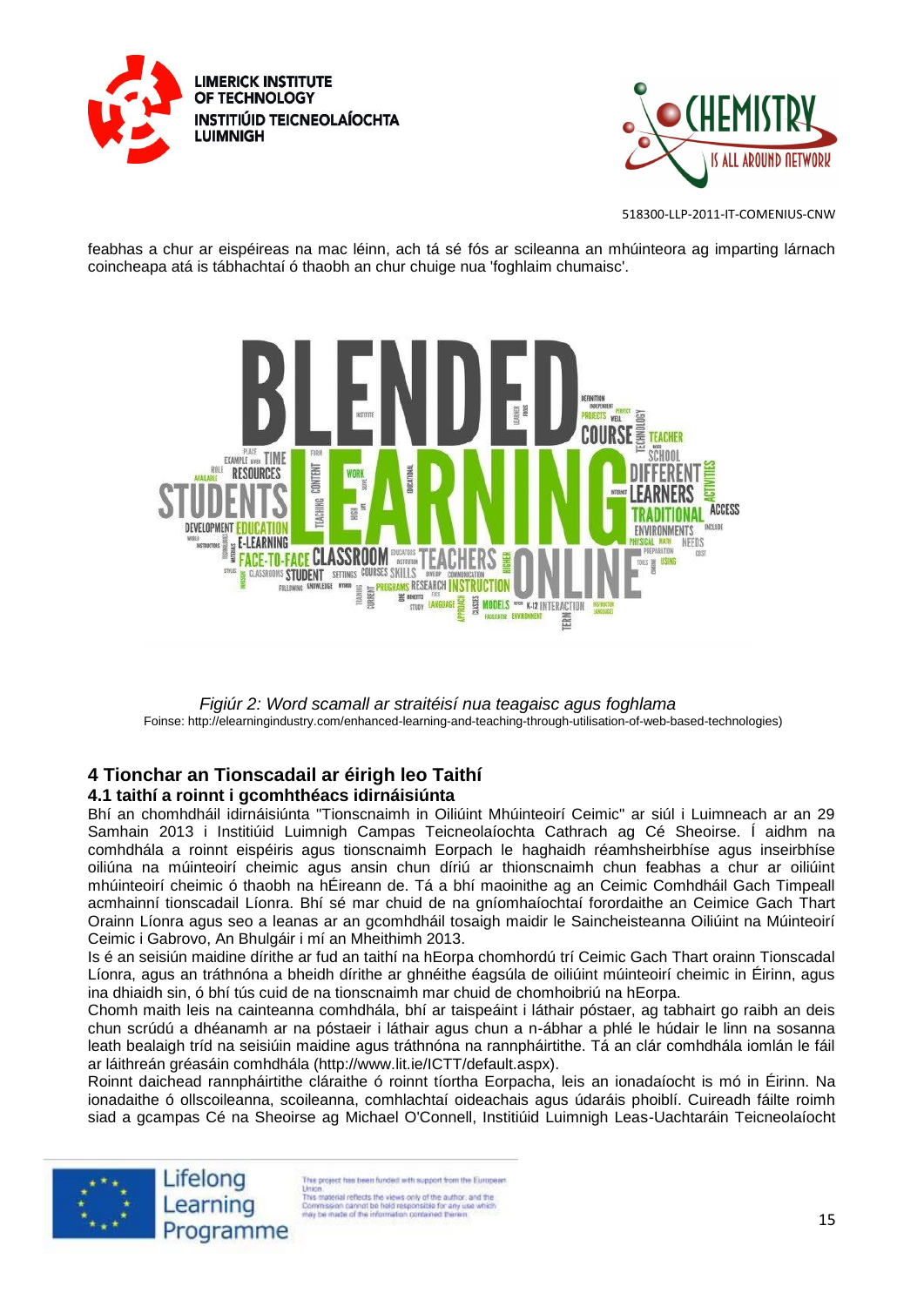feabhas a chur ar eispéireas na mac léinn, ach tá sé fós ar scileanna an mhúinteora ag imparting lárnach coincheapa atá is tábhachtaí ó thaobh an chur chuige nua 'foghlaim chumaisc'.

*Figiúr 2: Word scamall ar straitéisí nua teagaisc agus foghlama*

Foinse: http://elearningindustry.com/enhanced-learning-and-teaching-through-utilisation-of-web-based-technologies)

## 4 Tionchar an Tionscadail ar éirigh leo Taithí

### 4.1 taithí a roinnt i gcomhthéacs idirnáisiúnta

Bhí an chomhdháil idirnáisiúnta "Tionscnaimh in Oiliúint Mhúinteoirí Ceimic" ar siúl i Luimneach ar an 29 Samhain 2013 i Institiúid Luimnigh Campas Teicneolaíochta Cathrach ag Cé Sheoirse. Í aidhm na comhdhála a roinnt eispéiris agus tionscnaimh Eorpach le haghaidh réamhsheirbhíse agus inseirbhíse oiliúna na múinteoirí cheimic agus ansin chun díriú ar thionscnaimh chun feabhas a chur ar oiliúint mhúinteoirí cheimic ó thaobh na hÉireann de. Tá a bhí maoinithe ag an Ceimic Comhdháil Gach Timpeall acmhainní tionscadail Líonra. Bhí sé mar chuid de na gníomhaíochtaí forordaithe an Ceimice Gach Thart Orainn Líonra agus seo a leanas ar an gcomhdháil tosaigh maidir le Saincheisteanna Oiliúint na Múinteoirí Ceimic i Gabrovo, An Bhulgáir i mí an Mheithimh 2013.

Is é an seisiún maidine dírithe ar fud an taithí na hEorpa chomhordú trí Ceimic Gach Thart orainn Tionscadal Líonra, agus an tráthnóna a bheidh dírithe ar ghnéithe éagsúla de oiliúint múinteoirí cheimic in Éirinn, agus ina dhiaidh sin, ó bhí tús cuid de na tionscnaimh mar chuid de chomhoibriú na hEorpa.

Chomh maith leis na cainteanna comhdhála, bhí ar taispeáint i láthair póstaer, ag tabhairt go raibh an deis chun scrúdú a dhéanamh ar na póstaeir i láthair agus chun a n-ábhar a phlé le húdair le linn na sosanna leath bealaigh tríd na seisiúin maidine agus tráthnóna na rannpháirtithe. Tá an clár comhdhála iomlán le fáil ar láithreán gréasáin comhdhála (http://www.lit.ie/ICTT/default.aspx).

Roinnt daichead rannpháirtithe cláraithe ó roinnt tíortha Eorpacha, leis an ionadaíocht is mó in Éirinn. Na ionadaithe ó ollscoileanna, scoileanna, comhlachtaí oideachais agus údaráis phoiblí. Cuireadh fáilte roimh siad a gcampas Cé na Sheoirse ag Michael O'Connell, Institiúid Luimnigh Leas-Uachtaráin Teicneolaíocht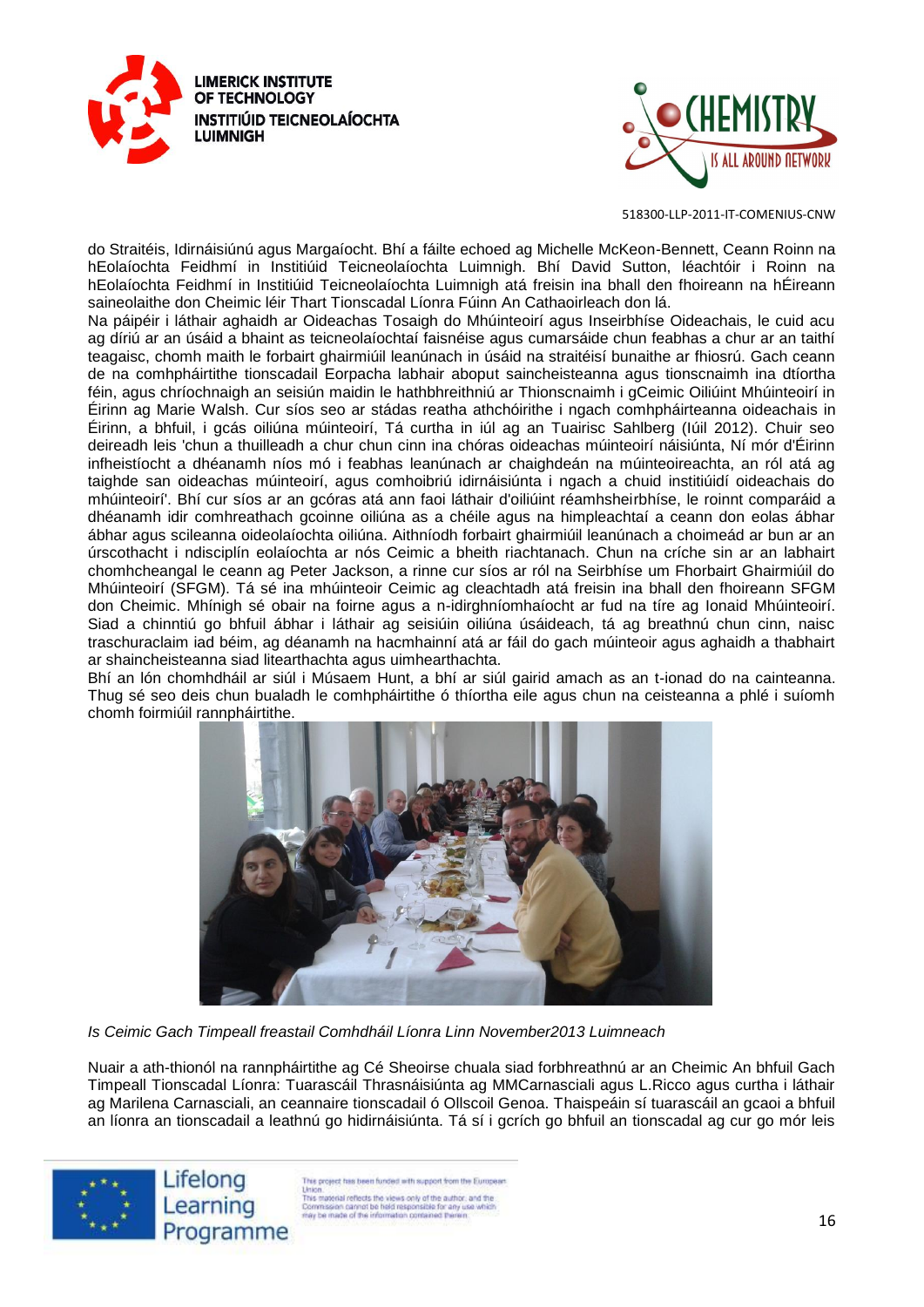do Straitéis, Idirnáisiúnú agus Margaíocht. Bhí a fáilte echoed ag Michelle McKeon-Bennett, Ceann Roinn na hEolaíochta Feidhmí in Institiúid Teicneolaíochta Luimnigh. Bhí David Sutton, léachtóir i Roinn na hEolaíochta Feidhmí in Institiúid Teicneolaíochta Luimnigh atá freisin ina bhall den fhoireann na hÉireann saineolaithe don Cheimic léir Thart Tionscadal Líonra Fúinn An Cathaoirleach don lá.

Na páipéir i láthair aghaidh ar Oideachas Tosaigh do Mhúinteoirí agus Inseirbhíse Oideachais, le cuid acu ag díriú ar an úsáid a bhaint as teicneolaíochtaí faisnéise agus cumarsáide chun feabhas a chur ar an taithí teagaisc, chomh maith le forbairt ghairmiúil leanúnach in úsáid na straitéisí bunaithe ar fhiosrú. Gach ceann de na comhpháirtithe tionscadail Eorpacha labhair aboput saincheisteanna agus tionscnaimh ina dtíortha féin, agus chríochnaigh an seisiún maidin le hathbhreithniú ar Thionscnaimh i gCeimic Oiliúint Mhúinteoirí in Éirinn ag Marie Walsh. Cur síos seo ar stádas reatha athchóirithe i ngach comhpháirteanna oideachais in Éirinn, a bhfuil, i gcás oiliúna múinteoirí, Tá curtha in iúl ag an Tuairisc Sahlberg (Iúil 2012). Chuir seo deireadh leis 'chun a thuilleadh a chur chun cinn ina chóras oideachas múinteoirí náisiúnta, Ní mór d'Éirinn infheistíocht a dhéanamh níos mó i feabhas leanúnach ar chaighdeán na múinteoireachta, an ról atá ag taighde san oideachas múinteoirí, agus comhoibriú idirnáisiúnta i ngach a chuid institiúidí oideachais do mhúinteoirí'. Bhí cur síos ar an gcóras atá ann faoi láthair d'oiliúint réamhsheirbhíse, le roinnt comparáid a dhéanamh idir comhreathach gcoinne oiliúna as a chéile agus na himpleachtaí a ceann don eolas ábhar ábhar agus scileanna oideolaíochta oiliúna. Aithníodh forbairt ghairmiúil leanúnach a choimeád ar bun ar an úrscothacht i ndisciplín eolaíochta ar nós Ceimic a bheith riachtanach. Chun na críche sin ar an labhairt chomhcheangal le ceann ag Peter Jackson, a rinne cur síos ar ról na Seirbhíse um Fhorbairt Ghairmiúil do Mhúinteoirí (SFGM). Tá sé ina mhúinteoir Ceimic ag cleachtadh atá freisin ina bhall den fhoireann SFGM don Cheimic. Mhínigh sé obair na foirne agus a n-idirghníomhaíocht ar fud na tíre ag Ionaid Mhúinteoirí. Siad a chinntiú go bhfuil ábhar i láthair ag seisiúin oiliúna úsáideach, tá ag breathnú chun cinn, naisc traschuraclaim iad béim, ag déanamh na hacmhainní atá ar fáil do gach múinteoir agus aghaidh a thabhairt ar shaincheisteanna siad litearthachta agus uimhearthachta.

Bhí an lón chomhdháil ar siúl i Músaem Hunt, a bhí ar siúl gairid amach as an t-ionad do na cainteanna. Thug sé seo deis chun bualadh le comhpháirtithe ó thíortha eile agus chun na ceisteanna a phlé i suíomh chomh foirmiúil rannpháirtithe.

*Is Ceimic Gach Timpeall freastail Comhdháil Líonra Linn November2013 Luimneach*

Nuair a ath-thionól na rannpháirtithe ag Cé Sheoirse chuala siad forbhreathnú ar an Cheimic An bhfuil Gach Timpeall Tionscadal Líonra: Tuarascáil Thrasnáisiúnta ag MMCarnasciali agus L.Ricco agus curtha i láthair ag Marilena Carnasciali, an ceannaire tionscadail ó Ollscoil Genoa. Thaispeáin sí tuarascáil an gcaoi a bhfuil an líonra an tionscadail a leathnú go hidirnáisiúnta. Tá sí i gcrích go bhfuil an tionscadal ag cur go mór leis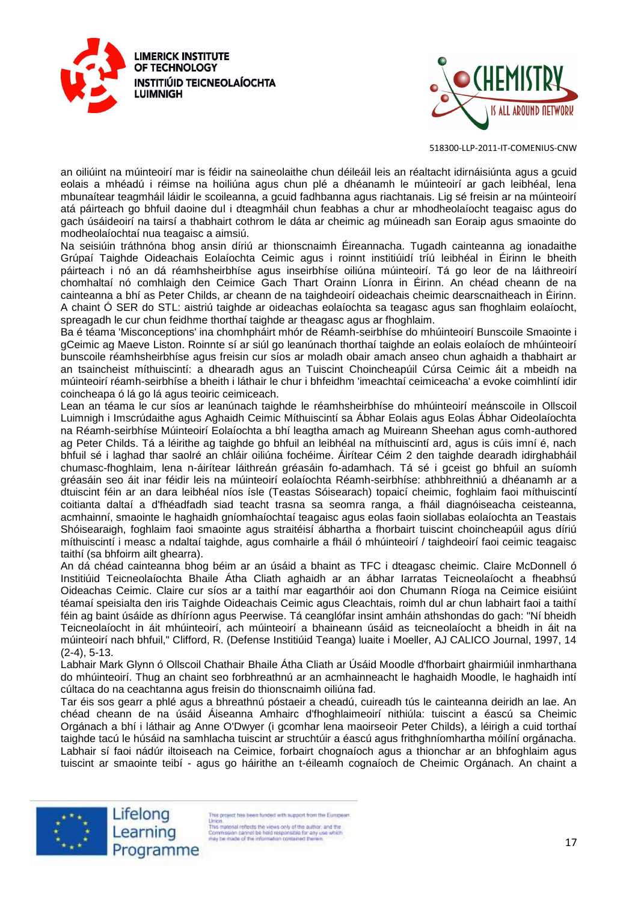an oiliúint na múinteoirí mar is féidir na saineolaithe chun déileáil leis an réaltacht idirnáisiúnta agus a gcuid eolais a mhéadú i réimse na hoiliúna agus chun plé a dhéanamh le múinteoirí ar gach leibhéal, lena mbunaítear teagmháil láidir le scoileanna, a gcuid fadhbanna agus riachtanais. Lig sé freisin ar na múinteoirí atá páirteach go bhfuil daoine dul i dteagmháil chun feabhas a chur ar mhodheolaíocht teagaisc agus do gach úsáideoirí na tairsí a thabhairt cothrom le dáta ar cheimic ag múineadh san Eoraip agus smaointe do modheolaíochtaí nua teagaisc a aimsiú.

Na seisiúin tráthnóna bhog ansin díriú ar thionscnaimh Éireannacha. Tugadh cainteanna ag ionadaithe Grúpaí Taighde Oideachais Eolaíochta Ceimic agus i roinnt institiúidí tríú leibhéal in Éirinn le bheith páirteach i nó an dá réamhsheirbhíse agus inseirbhíse oiliúna múinteoirí. Tá go leor de na láithreoirí chomhaltaí nó comhlaigh den Ceimice Gach Thart Orainn Líonra in Éirinn. An chéad cheann de na cainteanna a bhí as Peter Childs, ar cheann de na taighdeoirí oideachais cheimic dearscnaitheach in Éirinn. A chaint Ó SER do STL: aistriú taighde ar oideachas eolaíochta sa teagasc agus san fhoghlaim eolaíocht, spreagadh le cur chun feidhme thorthaí taighde ar theagasc agus ar fhoghlaim.

Ba é téama 'Misconceptions' ina chomhpháirt mhór de Réamh-seirbhíse do mhúinteoirí Bunscoile Smaointe i gCeimic ag Maeve Liston. Roinnte sí ar siúl go leanúnach thorthaí taighde an eolais eolaíoch de mhúinteoirí bunscoile réamhsheirbhíse agus freisin cur síos ar moladh obair amach anseo chun aghaidh a thabhairt ar an tsaincheist míthuiscintí: a dhearadh agus an Tuiscint Choincheapúil Cúrsa Ceimic áit a mbeidh na múinteoirí réamh-seirbhíse a bheith i láthair le chur i bhfeidhm 'imeachtaí ceimiceacha' a evoke coimhlintí idir coincheapa ó lá go lá agus teoiric ceimiceach.

Lean an téama le cur síos ar leanúnach taighde le réamhsheirbhíse do mhúinteoirí meánscoile in Ollscoil Luimnigh i Imscrúdaithe agus Aghaidh Ceimic Míthuiscintí sa Ábhar Eolais agus Eolas Ábhar Oideolaíochta na Réamh-seirbhíse Múinteoirí Eolaíochta a bhí leagtha amach ag Muireann Sheehan agus comh-authored ag Peter Childs. Tá a léirithe ag taighde go bhfuil an leibhéal na míthuiscintí ard, agus is cúis imní é, nach bhfuil sé i laghad thar saolré an chláir oiliúna fochéime. Áirítear Céim 2 den taighde dearadh idirghabháil chumasc-fhoghlaim, lena n-áirítear láithreán gréasáin fo-adamhach. Tá sé i gceist go bhfuil an suíomh gréasáin seo áit inar féidir leis na múinteoirí eolaíochta Réamh-seirbhíse: athbhreithniú a dhéanamh ar a dtuiscint féin ar an dara leibhéal níos ísle (Teastas Sóisearach) topaicí cheimic, foghlaim faoi míthuiscintí coitianta daltaí a d'fhéadfadh siad teacht trasna sa seomra ranga, a fháil diagnóiseacha ceisteanna, acmhainní, smaointe le haghaidh gníomhaíochtaí teagaisc agus eolas faoin siollabas eolaíochta an Teastais Shóisearaigh, foghlaim faoi smaointe agus straitéisí ábhartha a fhorbairt tuiscint choincheapúil agus díriú míthuiscintí i measc a ndaltaí taighde, agus comhairle a fháil ó mhúinteoirí / taighdeoirí faoi ceimic teagaisc taithí (sa bhfoirm ailt ghearra).

An dá chéad cainteanna bhog béim ar an úsáid a bhaint as TFC i dteagasc cheimic. Claire McDonnell ó Institiúid Teicneolaíochta Bhaile Átha Cliath aghaidh ar an ábhar Iarratas Teicneolaíocht a fheabhsú Oideachas Ceimic. Claire cur síos ar a taithí mar eagarthóir aoi don Chumann Ríoga na Ceimice eisiúint téamaí speisialta den iris Taighde Oideachais Ceimic agus Cleachtais, roimh dul ar chun labhairt faoi a taithí féin ag baint úsáide as dhíríonn agus Peerwise. Tá ceanglófar insint amháin athshondas do gach: "Ní bheidh Teicneolaíocht in áit mhúinteoirí, ach múinteoirí a bhaineann úsáid as teicneolaíocht a bheidh in áit na múinteoirí nach bhfuil," Clifford, R. (Defense Institiúid Teanga) luaite i Moeller, AJ CALICO Journal, 1997, 14 (2-4), 5-13.

Labhair Mark Glynn ó Ollscoil Chathair Bhaile Átha Cliath ar Úsáid Moodle d'fhorbairt ghairmiúil inmharthana do mhúinteoirí. Thug an chaint seo forbhreathnú ar an acmhainneacht le haghaidh Moodle, le haghaidh intí cúltaca do na ceachtanna agus freisin do thionscnaimh oiliúna fad.

Tar éis sos gearr a phlé agus a bhreathnú póstaeir a cheadú, cuireadh tús le cainteanna deiridh an lae. An chéad cheann de na úsáid Áiseanna Amhairc d'fhoghlaimeoirí nithiúla: tuiscint a éascú sa Cheimic Orgánach a bhí i láthair ag Anne O'Dwyer (i gcomhar lena maoirseoir Peter Childs), a léirigh a cuid torthaí taighde tacú le húsáid na samhlacha tuiscint ar struchtúir a éascú agus frithghníomhartha móilíní orgánacha. Labhair sí faoi nádúr iltoiseach na Ceimice, forbairt chognaíoch agus a thionchar ar an bhfoghlaim agus tuiscint ar smaointe teibí - agus go háirithe an t-éileamh cognaíoch de Cheimic Orgánach. An chaint a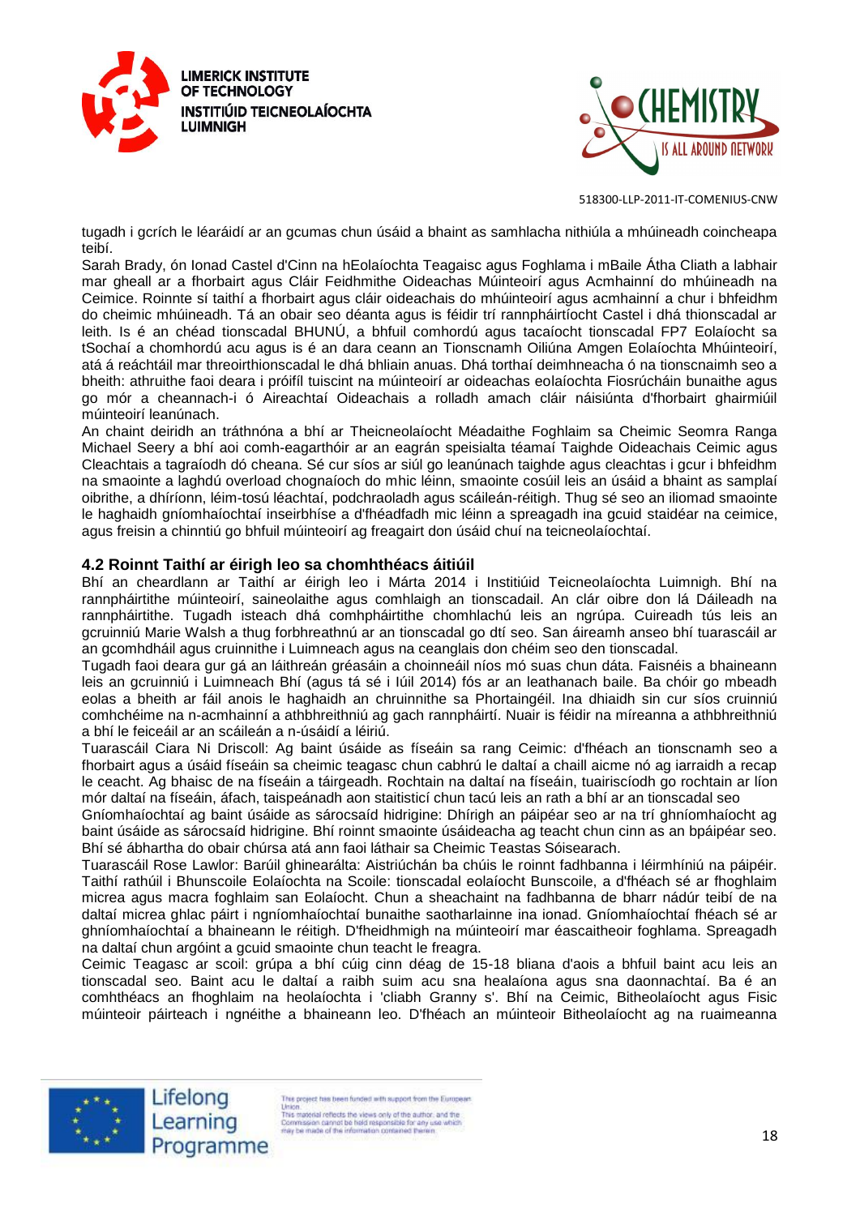tugadh i gcrích le léaráidí ar an gcumas chun úsáid a bhaint as samhlacha nithiúla a mhúineadh coincheapa teibí.

Sarah Brady, ón Ionad Castel d'Cinn na hEolaíochta Teagaisc agus Foghlama i mBaile Átha Cliath a labhair mar gheall ar a fhorbairt agus Cláir Feidhmithe Oideachas Múinteoirí agus Acmhainní do mhúineadh na Ceimice. Roinnte sí taithí a fhorbairt agus cláir oideachais do mhúinteoirí agus acmhainní a chur i bhfeidhm do cheimic mhúineadh. Tá an obair seo déanta agus is féidir trí rannpháirtíocht Castel i dhá thionscadal ar leith. Is é an chéad tionscadal BHUNÚ, a bhfuil comhordú agus tacaíocht tionscadal FP7 Eolaíocht sa tSochaí a chomhordú acu agus is é an dara ceann an Tionscnamh Oiliúna Amgen Eolaíochta Mhúinteoirí, atá á reáchtáil mar threoirthionscadal le dhá bhliain anuas. Dhá torthaí deimhneacha ó na tionscnaimh seo a bheith: athruithe faoi deara i próifíl tuiscint na múinteoirí ar oideachas eolaíochta Fiosrúcháin bunaithe agus go mór a cheannach-i ó Aireachtaí Oideachais a rolladh amach cláir náisiúnta d'fhorbairt ghairmiúil múinteoirí leanúnach.

An chaint deiridh an tráthnóna a bhí ar Theicneolaíocht Méadaithe Foghlaim sa Cheimic Seomra Ranga Michael Seery a bhí aoi comh-eagarthóir ar an eagrán speisialta téamaí Taighde Oideachais Ceimic agus Cleachtais a tagraíodh dó cheana. Sé cur síos ar siúl go leanúnach taighde agus cleachtas i gcur i bhfeidhm na smaointe a laghdú overload chognaíoch do mhic léinn, smaointe cosúil leis an úsáid a bhaint as samplaí oibrithe, a dhíríonn, léim-tosú léachtaí, podchraoladh agus scáileán-réitigh. Thug sé seo an iliomad smaointe le haghaidh gníomhaíochtaí inseirbhíse a d'fhéadfadh mic léinn a spreagadh ina gcuid staidéar na ceimice, agus freisin a chinntiú go bhfuil múinteoirí ag freagairt don úsáid chuí na teicneolaíochtaí.

### 4.2 Roinnt Taithí ar éirigh leo sa chomhthéacs áitiúil

Bhí an cheardlann ar Taithí ar éirigh leo i Márta 2014 i Institiúid Teicneolaíochta Luimnigh. Bhí na rannpháirtithe múinteoirí, saineolaithe agus comhlaigh an tionscadail. An clár oibre don lá Dáileadh na rannpháirtithe. Tugadh isteach dhá comhpháirtithe chomhlachú leis an ngrúpa. Cuireadh tús leis an gcruinniú Marie Walsh a thug forbhreathnú ar an tionscadal go dtí seo. San áireamh anseo bhí tuarascáil ar an gcomhdháil agus cruinnithe i Luimneach agus na ceanglais don chéim seo den tionscadal.

Tugadh faoi deara gur gá an láithreán gréasáin a choinneáil níos mó suas chun dáta. Faisnéis a bhaineann leis an gcruinniú i Luimneach Bhí (agus tá sé i Iúil 2014) fós ar an leathanach baile. Ba chóir go mbeadh eolas a bheith ar fáil anois le haghaidh an chruinnithe sa Phortaingéil. Ina dhiaidh sin cur síos cruinniú comhchéime na n-acmhainní a athbhreithniú ag gach rannpháirtí. Nuair is féidir na míreanna a athbhreithniú a bhí le feiceáil ar an scáileán a n-úsáidí a léiriú.

Tuarascáil Ciara Ni Driscoll: Ag baint úsáide as físeáin sa rang Ceimic: d'fhéach an tionscnamh seo a fhorbairt agus a úsáid físeáin sa cheimic teagasc chun cabhrú le daltaí a chaill aicme nó ag iarraidh a recap le ceacht. Ag bhaisc de na físeáin a táirgeadh. Rochtain na daltaí na físeáin, tuairiscíodh go rochtain ar líon mór daltaí na físeáin, áfach, taispeánadh aon staitisticí chun tacú leis an rath a bhí ar an tionscadal seo

Gníomhaíochtaí ag baint úsáide as sárocsaíd hidrigine: Dhírigh an páipéar seo ar na trí ghníomhaíocht ag baint úsáide as sárocsaíd hidrigine. Bhí roinnt smaointe úsáideacha ag teacht chun cinn as an bpáipéar seo. Bhí sé ábhartha do obair chúrsa atá ann faoi láthair sa Cheimic Teastas Sóisearach.

Tuarascáil Rose Lawlor: Barúil ghinearálta: Aistriúchán ba chúis le roinnt fadhbanna i léirmhíniú na páipéir. Taithí rathúil i Bhunscoile Eolaíochta na Scoile: tionscadal eolaíocht Bunscoile, a d'fhéach sé ar fhoghlaim micrea agus macra foghlaim san Eolaíocht. Chun a sheachaint na fadhbanna de bharr nádúr teibí de na daltaí micrea ghlac páirt i ngníomhaíochtaí bunaithe saotharlainne ina ionad. Gníomhaíochtaí fhéach sé ar ghníomhaíochtaí a bhaineann le réitigh. D'fheidhmigh na múinteoirí mar éascaitheoir foghlama. Spreagadh na daltaí chun argóint a gcuid smaointe chun teacht le freagra.

Ceimic Teagasc ar scoil: grúpa a bhí cúig cinn déag de 15-18 bliana d'aois a bhfuil baint acu leis an tionscadal seo. Baint acu le daltaí a raibh suim acu sna healaíona agus sna daonnachtaí. Ba é an comhthéacs an fhoghlaim na heolaíochta i 'cliabh Granny s'. Bhí na Ceimic, Bitheolaíocht agus Fisic múinteoir páirteach i ngnéithe a bhaineann leo. D'fhéach an múinteoir Bitheolaíocht ag na ruaimeanna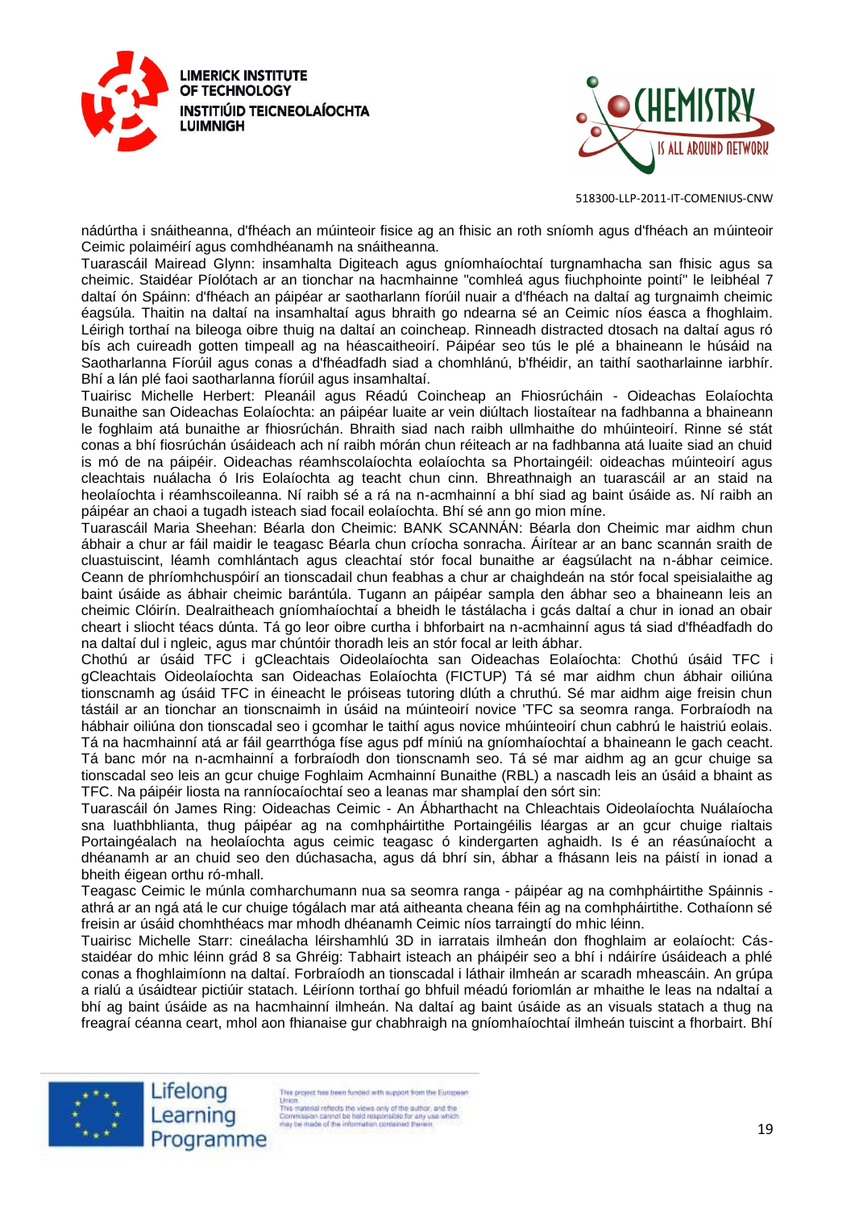nádúrtha i snáitheanna, d'fhéach an múinteoir fisice ag an fhisic an roth sníomh agus d'fhéach an múinteoir Ceimic polaiméirí agus comhdhéanamh na snáitheanna.

Tuarascáil Mairead Glynn: insamhalta Digiteach agus gníomhaíochtaí turgnamhacha san fhisic agus sa cheimic. Staidéar Píolótach ar an tionchar na hacmhainne "comhleá agus fiuchphointe pointí" le leibhéal 7 daltaí ón Spáinn: d'fhéach an páipéar ar saotharlann fíorúil nuair a d'fhéach na daltaí ag turgnaimh cheimic éagsúla. Thaitin na daltaí na insamhaltaí agus bhraith go ndearna sé an Ceimic níos éasca a fhoghlaim. Léirigh torthaí na bileoga oibre thuig na daltaí an coincheap. Rinneadh distracted dtosach na daltaí agus ró bís ach cuireadh gotten timpeall ag na héascaitheoirí. Páipéar seo tús le plé a bhaineann le húsáid na Saotharlanna Fíorúil agus conas a d'fhéadfadh siad a chomhlánú, b'fhéidir, an taithí saotharlainne iarbhír. Bhí a lán plé faoi saotharlanna fíorúil agus insamhaltaí.

Tuairisc Michelle Herbert: Pleanáil agus Réadú Coincheap an Fhiosrúcháin - Oideachas Eolaíochta Bunaithe san Oideachas Eolaíochta: an páipéar luaite ar vein diúltach liostaítear na fadhbanna a bhaineann le foghlaim atá bunaithe ar fhiosrúchán. Bhraith siad nach raibh ullmhaithe do mhúinteoirí. Rinne sé stát conas a bhí fiosrúchán úsáideach ach ní raibh mórán chun réiteach ar na fadhbanna atá luaite siad an chuid is mó de na páipéir. Oideachas réamhscolaíochta eolaíochta sa Phortaingéil: oideachas múinteoirí agus cleachtais nuálacha ó Iris Eolaíochta ag teacht chun cinn. Bhreathnaigh an tuarascáil ar an staid na heolaíochta i réamhscoileanna. Ní raibh sé a rá na n-acmhainní a bhí siad ag baint úsáide as. Ní raibh an páipéar an chaoi a tugadh isteach siad focail eolaíochta. Bhí sé ann go mion míne.

Tuarascáil Maria Sheehan: Béarla don Cheimic: BANK SCANNÁN: Béarla don Cheimic mar aidhm chun ábhair a chur ar fáil maidir le teagasc Béarla chun críocha sonracha. Áirítear ar an banc scannán sraith de cluastuiscint, léamh comhlántach agus cleachtaí stór focal bunaithe ar éagsúlacht na n-ábhar ceimice. Ceann de phríomhchuspóirí an tionscadail chun feabhas a chur ar chaighdeán na stór focal speisialaithe ag baint úsáide as ábhair cheimic barántúla. Tugann an páipéar sampla den ábhar seo a bhaineann leis an cheimic Clóirín. Dealraitheach gníomhaíochtaí a bheidh le tástálacha i gcás daltaí a chur in ionad an obair cheart i sliocht téacs dúnta. Tá go leor oibre curtha i bhforbairt na n-acmhainní agus tá siad d'fhéadfadh do na daltaí dul i ngleic, agus mar chúntóir thoradh leis an stór focal ar leith ábhar.

Chothú ar úsáid TFC i gCleachtais Oideolaíochta san Oideachas Eolaíochta: Chothú úsáid TFC i gCleachtais Oideolaíochta san Oideachas Eolaíochta (FICTUP) Tá sé mar aidhm chun ábhair oiliúna tionscnamh ag úsáid TFC in éineacht le próiseas tutoring dlúth a chruthú. Sé mar aidhm aige freisin chun tástáil ar an tionchar an tionscnaimh in úsáid na múinteoirí novice 'TFC sa seomra ranga. Forbraíodh na hábhair oiliúna don tionscadal seo i gcomhar le taithí agus novice mhúinteoirí chun cabhrú le haistriú eolais. Tá na hacmhainní atá ar fáil gearrthóga físe agus pdf míniú na gníomhaíochtaí a bhaineann le gach ceacht. Tá banc mór na n-acmhainní a forbraíodh don tionscnamh seo. Tá sé mar aidhm ag an gcur chuige sa tionscadal seo leis an gcur chuige Foghlaim Acmhainní Bunaithe (RBL) a nascadh leis an úsáid a bhaint as TFC. Na páipéir liosta na ranníocaíochtaí seo a leanas mar shamplaí den sórt sin:

Tuarascáil ón James Ring: Oideachas Ceimic - An Ábharthacht na Chleachtais Oideolaíochta Nuálaíocha sna luathbhlianta, thug páipéar ag na comhpháirtithe Portaingéilis léargas ar an gcur chuige rialtais Portaingéalach na heolaíochta agus ceimic teagasc ó kindergarten aghaidh. Is é an réasúnaíocht a dhéanamh ar an chuid seo den dúchasacha, agus dá bhrí sin, ábhar a fhásann leis na páistí in ionad a bheith éigean orthu ró-mhall.

Teagasc Ceimic le múnla comharchumann nua sa seomra ranga - páipéar ag na comhpháirtithe Spáinnis - athrá ar an ngá atá le cur chuige tógálach mar atá aitheanta cheana féin ag na comhpháirtithe. Cothaíonn sé freisin ar úsáid chomhthéacs mar mhodh dhéanamh Ceimic níos tarraingtí do mhic léinn.

Tuairisc Michelle Starr: cineálacha léirshamhlú 3D in iarratais ilmheán don fhoghlaim ar eolaíocht: Cás-staidéar do mhic léinn grád 8 sa Ghréig: Tabhairt isteach an pháipéir seo a bhí i ndáiríre úsáideach a phlé conas a fhoghlaimíonn na daltaí. Forbraíodh an tionscadal i láthair ilmheán ar scaradh mheascáin. An grúpa a rialú a úsáidtear pictiúir statach. Léiríonn torthaí go bhfuil méadú foriomlán ar mhaithe le leas na ndaltaí a bhí ag baint úsáide as na hacmhainní ilmheán. Na daltaí ag baint úsáide as an visuals statach a thug na freagraí céanna ceart, mhol aon fhianaise gur chabhraigh na gníomhaíochtaí ilmheán tuiscint a fhorbairt. Bhí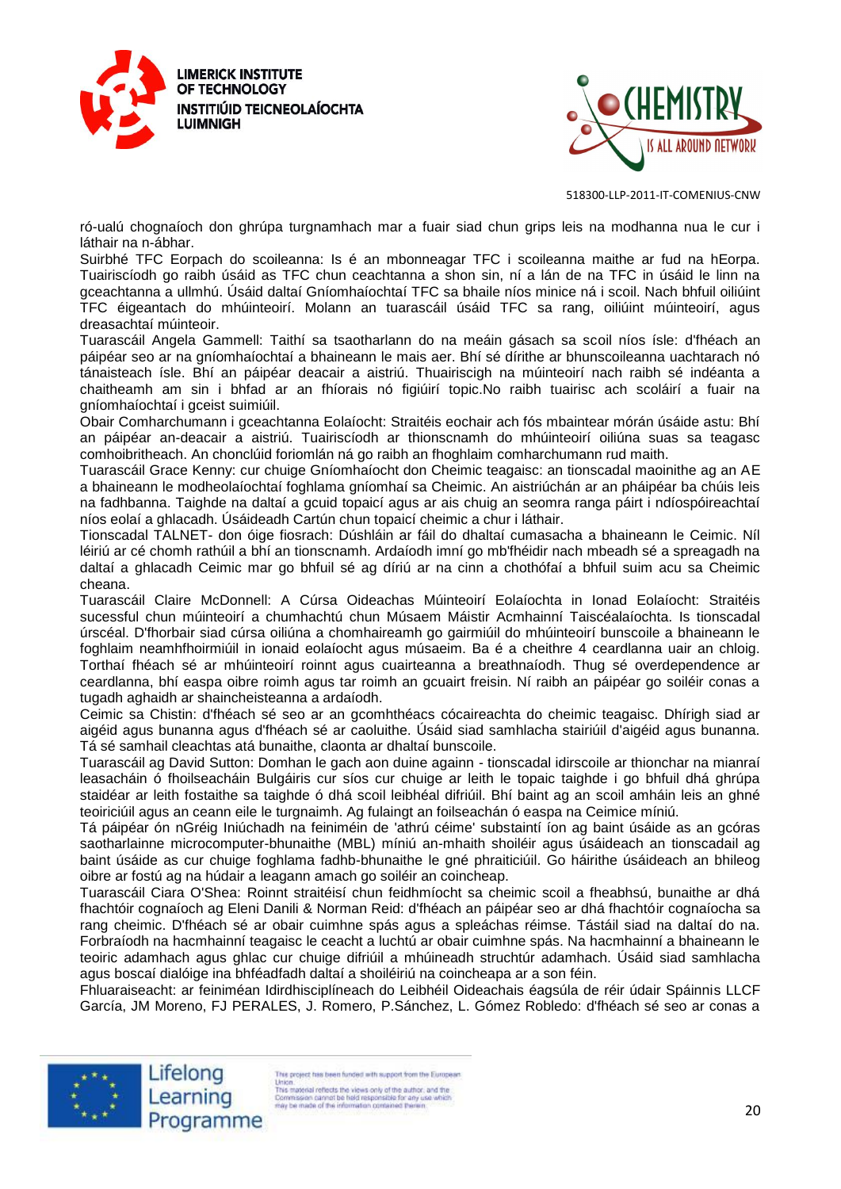ró-ualú chognaíoch don ghrúpa turgnamhach mar a fuair siad chun grips leis na modhanna nua le cur i láthair na n-ábhar.

Suirbhé TFC Eorpach do scoileanna: Is é an mbonneagar TFC i scoileanna maithe ar fud na hEorpa. Tuairiscíodh go raibh úsáid as TFC chun ceachtanna a shon sin, ní a lán de na TFC in úsáid le linn na gceachtanna a ullmhú. Úsáid daltaí Gníomhaíochtaí TFC sa bhaile níos minice ná i scoil. Nach bhfuil oiliúint TFC éigeantach do mhúinteoirí. Molann an tuarascáil úsáid TFC sa rang, oiliúint múinteoirí, agus dreasachtaí múinteoir.

Tuarascáil Angela Gammell: Taithí sa tsaotharlann do na meáin gásach sa scoil níos ísle: d'fhéach an páipéar seo ar na gníomhaíochtaí a bhaineann le mais aer. Bhí sé dírithe ar bhunscoileanna uachtarach nó tánaisteach ísle. Bhí an páipéar deacair a aistriú. Thuairiscigh na múinteoirí nach raibh sé indéanta a chaitheamh am sin i bhfad ar an fhíorais nó figiúirí topic.No raibh tuairisc ach scoláirí a fuair na gníomhaíochtaí i gceist suimiúil.

Obair Comharchumann i gceachtanna Eolaíocht: Straitéis eochair ach fós mbaintear mórán úsáide astu: Bhí an páipéar an-deacair a aistriú. Tuairiscíodh ar thionscnamh do mhúinteoirí oiliúna suas sa teagasc comhoibritheach. An chonclúid foriomlán ná go raibh an fhoghlaim comharchumann rud maith.

Tuarascáil Grace Kenny: cur chuige Gníomhaíocht don Cheimic teagaisc: an tionscadal maoinithe ag an AE a bhaineann le modheolaíochtaí foghlama gníomhaí sa Cheimic. An aistriúchán ar an pháipéar ba chúis leis na fadhbanna. Taighde na daltaí a gcuid topaicí agus ar ais chuig an seomra ranga páirt i ndíospóireachtaí níos eolaí a ghlacadh. Úsáideadh Cartún chun topaicí cheimic a chur i láthair.

Tionscadal TALNET- don óige fiosrach: Dúshláin ar fáil do dhaltaí cumasacha a bhaineann le Ceimic. Níl léiriú ar cé chomh rathúil a bhí an tionscnamh. Ardaíodh imní go mb'fhéidir nach mbeadh sé a spreagadh na daltaí a ghlacadh Ceimic mar go bhfuil sé ag díriú ar na cinn a chothófaí a bhfuil suim acu sa Cheimic cheana.

Tuarascáil Claire McDonnell: A Cúrsa Oideachas Múinteoirí Eolaíochta in Ionad Eolaíocht: Straitéis sucessful chun múinteoirí a chumhachtú chun Músaem Máistir Acmhainní Taiscéalaíochta. Is tionscadal úrscéal. D'fhorbair siad cúrsa oiliúna a chomhaireamh go gairmiúil do mhúinteoirí bunscoile a bhaineann le foghlaim neamhfhoirmiúil in ionaid eolaíocht agus músaeim. Ba é a cheithre 4 ceardlanna uair an chloig. Torthaí fhéach sé ar mhúinteoirí roinnt agus cuairteanna a breathnaíodh. Thug sé overdependence ar ceardlanna, bhí easpa oibre roimh agus tar roimh an gcuairt freisin. Ní raibh an páipéar go soiléir conas a tugadh aghaidh ar shaincheisteanna a ardaíodh.

Ceimic sa Chistin: d'fhéach sé seo ar an gcomhthéacs cócaireachta do cheimic teagaisc. Dhírigh siad ar aigéid agus bunanna agus d'fhéach sé ar caoluithe. Úsáid siad samhlacha stairiúil d'aigéid agus bunanna. Tá sé samhail cleachtas atá bunaithe, claonta ar dhaltaí bunscoile.

Tuarascáil ag David Sutton: Domhan le gach aon duine againn - tionscadal idirscoile ar thionchar na mianraí leasacháin ó fhoilseacháin Bulgáiris cur síos cur chuige ar leith le topaic taighde i go bhfuil dhá ghrúpa staidéar ar leith fostaithe sa taighde ó dhá scoil leibhéal difriúil. Bhí baint ag an scoil amháin leis an ghné teoiriciúil agus an ceann eile le turgnaimh. Ag fulaingt an foilseachán ó easpa na Ceimice míniú.

Tá páipéar ón nGréig Iniúchadh na feiniméin de 'athrú céime' substaintí íon ag baint úsáide as an gcóras saotharlainne microcomputer-bhunaithe (MBL) míniú an-mhaith shoiléir agus úsáideach an tionscadail ag baint úsáide as cur chuige foghlama fadhb-bhunaithe le gné phraiticiúil. Go háirithe úsáideach an bhileog oibre ar fostú ag na húdair a leagann amach go soiléir an coincheap.

Tuarascáil Ciara O'Shea: Roinnt straitéisí chun feidhmíocht sa cheimic scoil a fheabhsú, bunaithe ar dhá fhachtóir cognaíoch ag Eleni Danili & Norman Reid: d'fhéach an páipéar seo ar dhá fhachtóir cognaíocha sa rang cheimic. D'fhéach sé ar obair cuimhne spás agus a spleáchas réimse. Tástáil siad na daltaí do na. Forbraíodh na hacmhainní teagaisc le ceacht a luchtú ar obair cuimhne spás. Na hacmhainní a bhaineann le teoiric adamhach agus ghlac cur chuige difriúil a mhúineadh struchtúr adamhach. Úsáid siad samhlacha agus boscaí dialóige ina bhféadfadh daltaí a shoiléiriú na coincheapa ar a son féin.

Fhluaraiseacht: ar feiniméan Idirdhisciplíneach do Leibhéil Oideachais éagsúla de réir údair Spáinnis LLCF García, JM Moreno, FJ PERALES, J. Romero, P.Sánchez, L. Gómez Robledo: d'fhéach sé seo ar conas a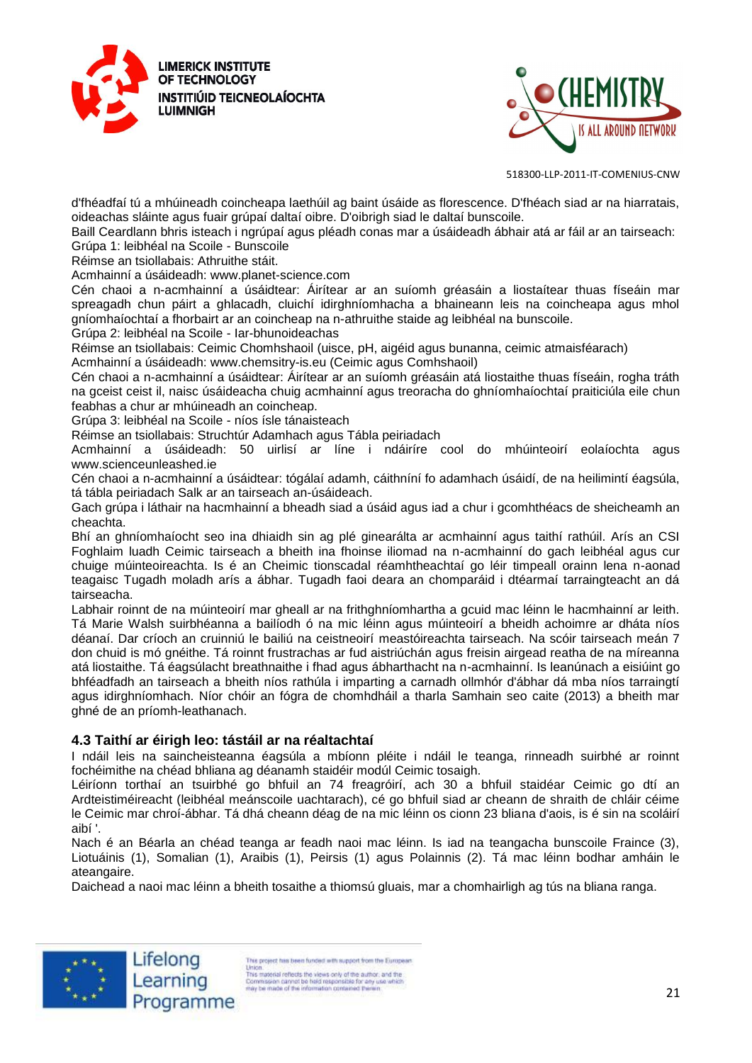d'fhéadfaí tú a mhúineadh coincheapa laethúil ag baint úsáide as florescence. D'fhéach siad ar na hiarratais, oideachas sláinte agus fuair grúpaí daltaí oibre. D'oibrigh siad le daltaí bunscoile.

Baill Ceardlann bhris isteach i ngrúpaí agus pléadh conas mar a úsáideadh ábhair atá ar fáil ar an tairseach:

Grúpa 1: leibhéal na Scoile - Bunscoile

Réimse an tsiollabais: Athruithe stáit.

Acmhainní a úsáideadh: www.planet-science.com

Cén chaoi a n-acmhainní a úsáidtear: Áirítear ar an suíomh gréasáin a liostaítear thuas físeáin mar spreagadh chun páirt a ghlacadh, cluichí idirghníomhacha a bhaineann leis na coincheapa agus mhol gníomhaíochtaí a fhorbairt ar an coincheap na n-athruithe staide ag leibhéal na bunscoile.

Grúpa 2: leibhéal na Scoile - Iar-bhunoideachas

Réimse an tsiollabais: Ceimic Chomhshaoil (uisce, pH, aigéid agus bunanna, ceimic atmaisféarach)

Acmhainní a úsáideadh: www.chemsitry-is.eu (Ceimic agus Comhshaoil)

Cén chaoi a n-acmhainní a úsáidtear: Áirítear ar an suíomh gréasáin atá liostaithe thuas físeáin, rogha tráth na gceist ceist il, naisc úsáideacha chuig acmhainní agus treoracha do ghníomhaíochtaí praiticiúla eile chun feabhas a chur ar mhúineadh an coincheap.

Grúpa 3: leibhéal na Scoile - níos ísle tánaisteach

Réimse an tsiollabais: Struchtúr Adamhach agus Tábla peiriadach

Acmhainní a úsáideadh: 50 uirlisí ar líne i ndáiríre cool do mhúinteoirí eolaíochta agus www.scienceunleashed.ie

Cén chaoi a n-acmhainní a úsáidtear: tógálaí adamh, cáithníní fo adamhach úsáidí, de na heilimintí éagsúla, tá tábla peiriadach Salk ar an tairseach an-úsáideach.

Gach grúpa i láthair na hacmhainní a bheadh siad a úsáid agus iad a chur i gcomhthéacs de sheicheamh an cheachta.

Bhí an ghníomhaíocht seo ina dhiaidh sin ag plé ginearálta ar acmhainní agus taithí rathúil. Arís an CSI Foghlaim luadh Ceimic tairseach a bheith ina fhoinse iliomad na n-acmhainní do gach leibhéal agus cur chuige múinteoireachta. Is é an Cheimic tionscadal réamhtheachtaí go léir timpeall orainn lena n-aonad teagaisc Tugadh moladh arís a ábhar. Tugadh faoi deara an chomparáid i dtéarmaí tarraingteacht an dá tairseacha.

Labhair roinnt de na múinteoirí mar gheall ar na frithghníomhartha a gcuid mac léinn le hacmhainní ar leith. Tá Marie Walsh suirbhéanna a bailíodh ó na mic léinn agus múinteoirí a bheidh achoimre ar dháta níos déanaí. Dar críoch an cruinniú le bailiú na ceistneoirí meastóireachta tairseach. Na scóir tairseach meán 7 don chuid is mó gnéithe. Tá roinnt frustrachas ar fud aistriúchán agus freisin airgead reatha de na míreanna atá liostaithe. Tá éagsúlacht breathnaithe i fhad agus ábharthacht na n-acmhainní. Is leanúnach a eisiúint go bhféadfadh an tairseach a bheith níos rathúla i imparting a carnadh ollmhór d'ábhar dá mba níos tarraingtí agus idirghníomhach. Níor chóir an fógra de chomhdháil a tharla Samhain seo caite (2013) a bheith mar ghné de an príomh-leathanach.

### 4.3 Taithí ar éirigh leo: tástáil ar na réaltachtaí

I ndáil leis na saincheisteanna éagsúla a mbíonn pléite i ndáil le teanga, rinneadh suirbhé ar roinnt fochéimithe na chéad bhliana ag déanamh staidéir modúl Ceimic tosaigh.

Léiríonn torthaí an tsuirbhé go bhfuil an 74 freagróirí, ach 30 a bhfuil staidéar Ceimic go dtí an Ardteistiméireacht (leibhéal meánscoile uachtarach), cé go bhfuil siad ar cheann de shraith de chláir céime le Ceimic mar chroí-ábhar. Tá dhá cheann déag de na mic léinn os cionn 23 bliana d'aois, is é sin na scoláirí aibí '.

Nach é an Béarla an chéad teanga ar feadh naoi mac léinn. Is iad na teangacha bunscoile Fraince (3), Liotuáinis (1), Somalian (1), Araibis (1), Peirsis (1) agus Polainnis (2). Tá mac léinn bodhar amháin le ateangaire.

Daichead a naoi mac léinn a bheith tosaithe a thiomsú gluais, mar a chomhairligh ag tús na bliana ranga.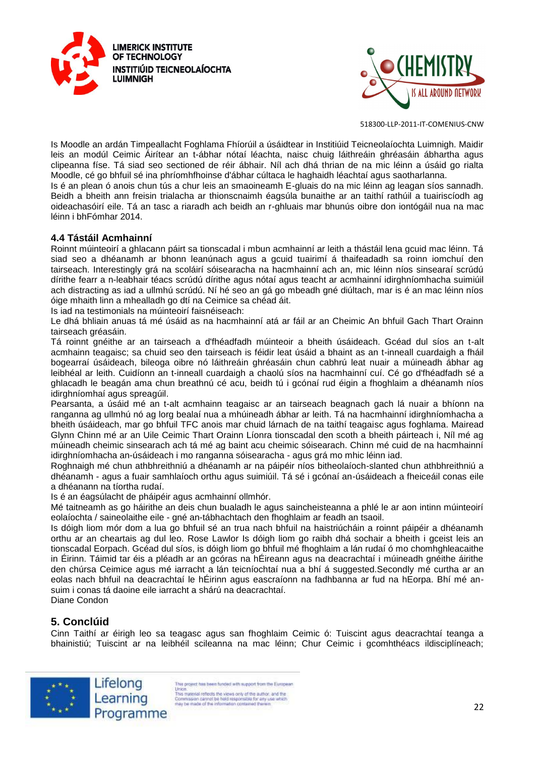Is Moodle an ardán Timpeallacht Foghlama Fhíorúil a úsáidtear in Institiúid Teicneolaíochta Luimnigh. Maidir leis an modúl Ceimic Áirítear an t-ábhar nótaí léachta, naisc chuig láithreáin ghréasáin ábhartha agus clipeanna físe. Tá siad seo sectioned de réir ábhair. Níl ach dhá thrian de na mic léinn a úsáid go rialta Moodle, cé go bhfuil sé ina phríomhfhoinse d'ábhar cúltaca le haghaidh léachtaí agus saotharlanna.

Is é an plean ó anois chun tús a chur leis an smaoineamh E-gluais do na mic léinn ag leagan síos sannadh. Beidh a bheith ann freisin trialacha ar thionscnaimh éagsúla bunaithe ar an taithí rathúil a tuairiscíodh ag oideachasóirí eile. Tá an tasc a riaradh ach beidh an r-ghluais mar bhunús oibre don iontógáil nua na mac léinn i bhFómhar 2014.

### 4.4 Tástáil Acmhainní

Roinnt múinteoirí a ghlacann páirt sa tionscadal i mbun acmhainní ar leith a thástáil lena gcuid mac léinn. Tá siad seo a dhéanamh ar bhonn leanúnach agus a gcuid tuairimí á thaifeadadh sa roinn iomchuí den tairseach. Interestingly grá na scoláirí sóisearacha na hacmhainní ach an, mic léinn níos sinsearaí scrúdú dírithe fearr a n-leabhair téacs scrúdú dírithe agus nótaí agus teacht ar acmhainní idirghníomhacha suimiúil ach distracting as iad a ullmhú scrúdú. Ní hé seo an gá go mbeadh gné diúltach, mar is é an mac léinn níos óige mhaith linn a mhealladh go dtí na Ceimice sa chéad áit.

Is iad na testimonials na múinteoirí faisnéiseach:

Le dhá bhliain anuas tá mé úsáid as na hacmhainní atá ar fáil ar an Cheimic An bhfuil Gach Thart Orainn tairseach gréasáin.

Tá roinnt gnéithe ar an tairseach a d'fhéadfadh múinteoir a bheith úsáideach. Gcéad dul síos an t-alt acmhainn teagaisc; sa chuid seo den tairseach is féidir leat úsáid a bhaint as an t-inneall cuardaigh a fháil bogearraí úsáideach, bileoga oibre nó láithreáin ghréasáin chun cabhrú leat nuair a múineadh ábhar ag leibhéal ar leith. Cuidíonn an t-inneall cuardaigh a chaolú síos na hacmhainní cuí. Cé go d'fhéadfadh sé a ghlacadh le beagán ama chun breathnú cé acu, beidh tú i gcónaí rud éigin a fhoghlaim a dhéanamh níos idirghníomhaí agus spreagúil.

Pearsanta, a úsáid mé an t-alt acmhainn teagaisc ar an tairseach beagnach gach lá nuair a bhíonn na ranganna ag ullmhú nó ag lorg bealaí nua a mhúineadh ábhar ar leith. Tá na hacmhainní idirghníomhacha a bheith úsáideach, mar go bhfuil TFC anois mar chuid lárnach de na taithí teagaisc agus foghlama. Mairead Glynn Chinn mé ar an Uile Ceimic Thart Orainn Líonra tionscadal den scoth a bheith páirteach i, Níl mé ag múineadh cheimic sinsearach ach tá mé ag baint acu cheimic sóisearach. Chinn mé cuid de na hacmhainní idirghníomhacha an-úsáideach i mo ranganna sóisearacha - agus grá mo mhic léinn iad.

Roghnaigh mé chun athbhreithniú a dhéanamh ar na páipéir níos bitheolaíoch-slanted chun athbhreithniú a dhéanamh - agus a fuair samhlaíoch orthu agus suimiúil. Tá sé i gcónaí an-úsáideach a fheiceáil conas eile a dhéanann na tíortha rudaí.

Is é an éagsúlacht de pháipéir agus acmhainní ollmhór.

Mé taitneamh as go háirithe an deis chun bualadh le agus saincheisteanna a phlé le ar aon intinn múinteoirí eolaíochta / saineolaithe eile - gné an-tábhachtach den fhoghlaim ar feadh an tsaoil.

Is dóigh liom mór dom a lua go bhfuil sé an trua nach bhfuil na haistriúcháin a roinnt páipéir a dhéanamh orthu ar an cheartais ag dul leo. Rose Lawlor Is dóigh liom go raibh dhá sochair a bheith i gceist leis an tionscadal Eorpach. Gcéad dul síos, is dóigh liom go bhfuil mé fhoghlaim a lán rudaí ó mo chomhghleacaithe in Éirinn. Táimid tar éis a pléadh ar an gcóras na hÉireann agus na deacrachtaí i múineadh gnéithe áirithe den chúrsa Ceimice agus mé iarracht a lán teicníochtaí nua a bhí á suggested.Secondly mé curtha ar an eolas nach bhfuil na deacrachtaí le hÉirinn agus eascraíonn na fadhbanna ar fud na hEorpa. Bhí mé an-suim i conas tá daoine eile iarracht a shárú na deacrachtaí.

Diane Condon

## 5. Conclúid

Cinn Taithí ar éirigh leo sa teagasc agus san fhoghlaim Ceimic ó: Tuiscint agus deacrachtaí teanga a bhainistiú; Tuiscint ar na leibhéil scileanna na mac léinn; Chur Ceimic i gcomhthéacs ildisciplíneach;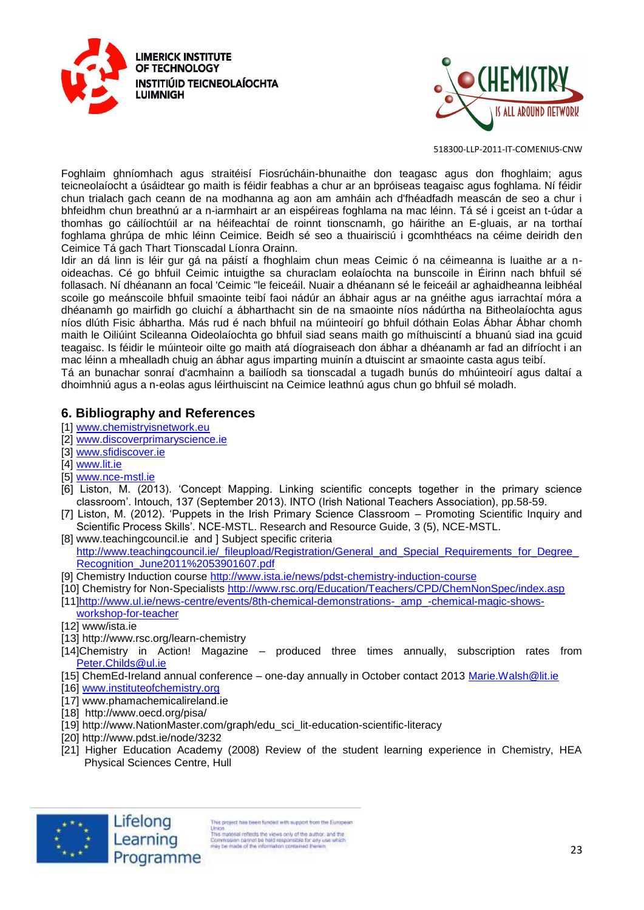Foghlaim ghníomhach agus straitéisí Fiosrúcháin-bhunaithe don teagasc agus don fhoghlaim; agus teicneolaíocht a úsáidtear go maith is féidir feabhas a chur ar an bpróiseas teagaisc agus foghlama. Ní féidir chun trialach gach ceann de na modhanna ag aon am amháin ach d'fhéadfadh meascán de seo a chur i bhfeidhm chun breathnú ar a n-iarmhair ar an eispéireas foghlama na mac léinn. Tá sé i gceist an t-údar a thomhas go cáilíochtúil ar na héifeachtaí de roinnt tionscnamh, go háirithe an E-gluais, ar na torthaí foghlama ghrúpa de mhic léinn Ceimice. Beidh sé seo a thuairisciú i gcomhthéacs na céime deiridh den Ceimice Tá gach Thart Tionscadal Líonra Orainn.

Idir an dá linn is léir gur gá na páistí a fhoghlaim chun meas Ceimic ó na céimeanna is luaithe ar a n-oideachas. Cé go bhfuil Ceimic intuigthe sa churaclam eolaíochta na bunscoile in Éirinn nach bhfuil sé follasach. Ní dhéanann an focal 'Ceimic "le feiceáil. Nuair a dhéanann sé le feiceáil ar aghaidheanna leibhéal scoile go meánscoile bhfuil smaointe teibí faoi nádúr an ábhair agus ar na gnéithe agus iarrachtaí móra a dhéanamh go mairfidh go cluichí a ábharthacht sin de na smaointe níos nádúrtha na Bitheolaíochta agus níos dlúth Fisic ábhartha. Más rud é nach bhfuil na múinteoirí go bhfuil dóthain Eolas Ábhar Ábhar chomh maith le Oiliúint Scileanna Oideolaíochta go bhfuil siad seans maith go míthuiscintí a bhuanú siad ina gcuid teagaisc. Is féidir le múinteoir oilte go maith atá díograiseach don ábhar a dhéanamh ar fad an difríocht i an mac léinn a mhealladh chuig an ábhar ag imparting muinín a dtuiscint ar smaointe casta agus teibí.

Tá an bunachar sonraí d'acmhainn a bailíodh sa tionscadal a tugadh bunús do mhúinteoirí agus daltaí a dhoimhniú agus a n-eolas agus léirthuiscint na Ceimice leathnú agus chun go bhfuil sé moladh.

## 6. Bibliography and References

[1] www.chemistryisnetwork.eu
[2] www.discoverprimaryscience.ie
[3] www.sfidiscover.ie
[4] www.lit.ie
[5] www.nce-mstl.ie
[6] Liston, M. (2013). 'Concept Mapping. Linking scientific concepts together in the primary science classroom'. Intouch, 137 (September 2013). INTO (Irish National Teachers Association), pp.58-59.
[7] Liston, M. (2012). 'Puppets in the Irish Primary Science Classroom – Promoting Scientific Inquiry and Scientific Process Skills'. NCE-MSTL. Research and Resource Guide, 3 (5), NCE-MSTL.
[8] www.teachingcouncil.ie and ] Subject specific criteria http://www.teachingcouncil.ie/_fileupload/Registration/General_and_Special_Requirements_for_Degree_Recognition_June2011%2053901607.pdf
[9] Chemistry Induction course http://www.ista.ie/news/pdst-chemistry-induction-course
[10] Chemistry for Non-Specialists http://www.rsc.org/Education/Teachers/CPD/ChemNonSpec/index.asp
[11]http://www.ul.ie/news-centre/events/8th-chemical-demonstrations-_amp_-chemical-magic-shows-workshop-for-teacher
[12] www/ista.ie
[13] http://www.rsc.org/learn-chemistry
[14]Chemistry in Action! Magazine – produced three times annually, subscription rates from Peter.Childs@ul.ie
[15] ChemEd-Ireland annual conference – one-day annually in October contact 2013 Marie.Walsh@lit.ie
[16] www.instituteofchemistry.org
[17] www.phamachemicalireland.ie
[18] http://www.oecd.org/pisa/
[19] http://www.NationMaster.com/graph/edu_sci_lit-education-scientific-literacy
[20] http://www.pdst.ie/node/3232
[21] Higher Education Academy (2008) Review of the student learning experience in Chemistry, HEA Physical Sciences Centre, Hull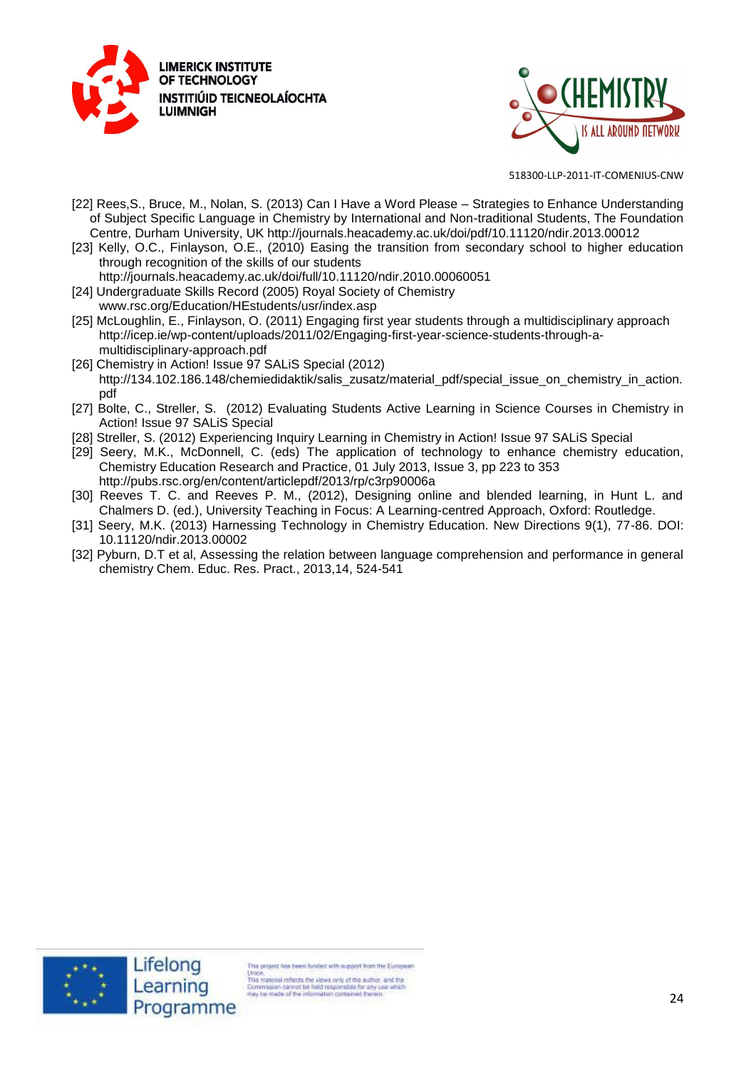[22] Rees,S., Bruce, M., Nolan, S. (2013) Can I Have a Word Please – Strategies to Enhance Understanding of Subject Specific Language in Chemistry by International and Non-traditional Students, The Foundation Centre, Durham University, UK http://journals.heacademy.ac.uk/doi/pdf/10.11120/ndir.2013.00012

[23] Kelly, O.C., Finlayson, O.E., (2010) Easing the transition from secondary school to higher education through recognition of the skills of our students http://journals.heacademy.ac.uk/doi/full/10.11120/ndir.2010.00060051

[24] Undergraduate Skills Record (2005) Royal Society of Chemistry www.rsc.org/Education/HEstudents/usr/index.asp

[25] McLoughlin, E., Finlayson, O. (2011) Engaging first year students through a multidisciplinary approach http://icep.ie/wp-content/uploads/2011/02/Engaging-first-year-science-students-through-a-multidisciplinary-approach.pdf

[26] Chemistry in Action! Issue 97 SALiS Special (2012) http://134.102.186.148/chemiedidaktik/salis_zusatz/material_pdf/special_issue_on_chemistry_in_action.pdf

[27] Bolte, C., Streller, S. (2012) Evaluating Students Active Learning in Science Courses in Chemistry in Action! Issue 97 SALiS Special

[28] Streller, S. (2012) Experiencing Inquiry Learning in Chemistry in Action! Issue 97 SALiS Special

[29] Seery, M.K., McDonnell, C. (eds) The application of technology to enhance chemistry education, Chemistry Education Research and Practice, 01 July 2013, Issue 3, pp 223 to 353 http://pubs.rsc.org/en/content/articlepdf/2013/rp/c3rp90006a

[30] Reeves T. C. and Reeves P. M., (2012), Designing online and blended learning, in Hunt L. and Chalmers D. (ed.), University Teaching in Focus: A Learning-centred Approach, Oxford: Routledge.

[31] Seery, M.K. (2013) Harnessing Technology in Chemistry Education. New Directions 9(1), 77-86. DOI: 10.11120/ndir.2013.00002

[32] Pyburn, D.T et al, Assessing the relation between language comprehension and performance in general chemistry Chem. Educ. Res. Pract., 2013,14, 524-541